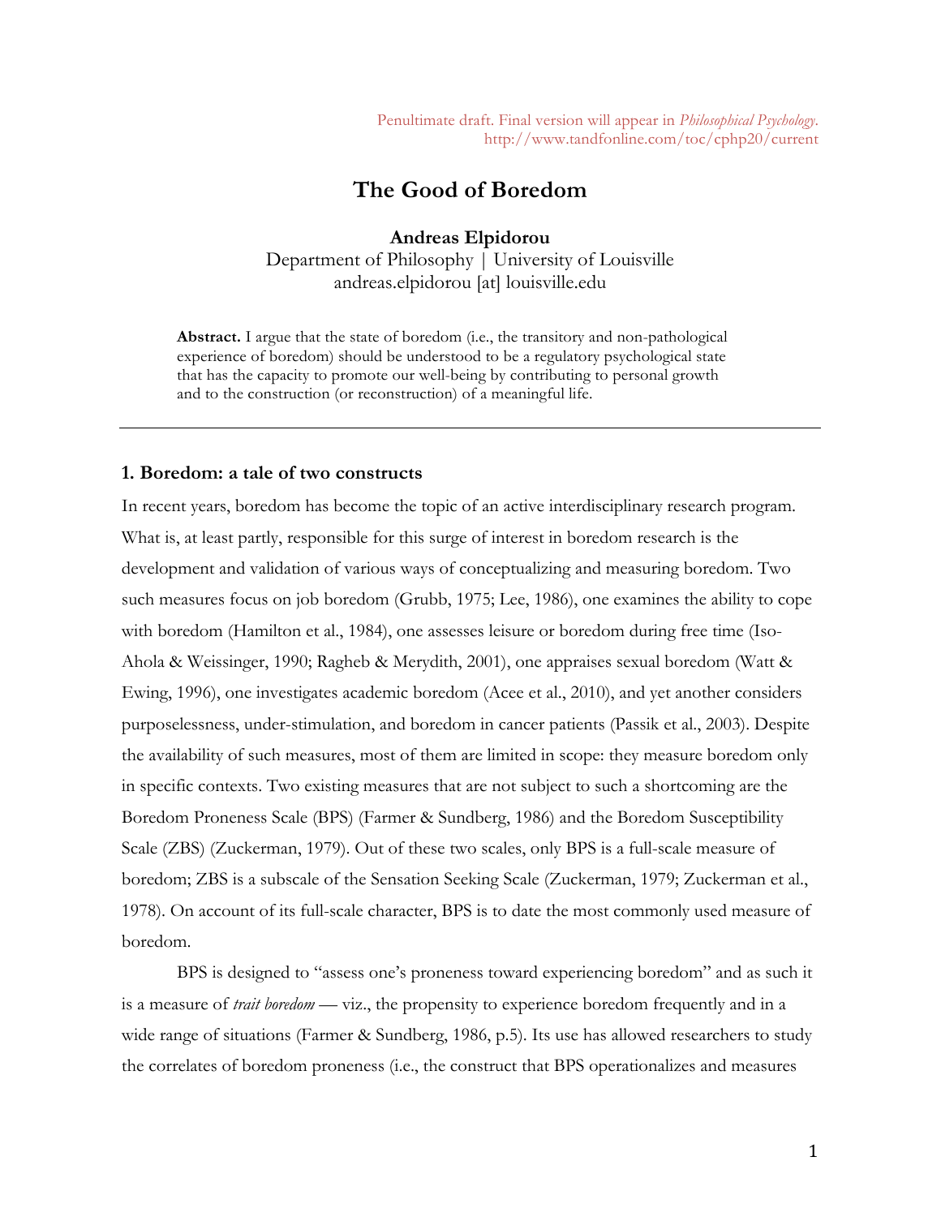Penultimate draft. Final version will appear in *Philosophical Psychology*.
http://www.tandfonline.com/toc/cphp20/current

# The Good of Boredom

**Andreas Elpidorou**
Department of Philosophy | University of Louisville
andreas.elpidorou [at] louisville.edu

**Abstract.** I argue that the state of boredom (i.e., the transitory and non-pathological experience of boredom) should be understood to be a regulatory psychological state that has the capacity to promote our well-being by contributing to personal growth and to the construction (or reconstruction) of a meaningful life.

---

## 1. Boredom: a tale of two constructs

In recent years, boredom has become the topic of an active interdisciplinary research program. What is, at least partly, responsible for this surge of interest in boredom research is the development and validation of various ways of conceptualizing and measuring boredom. Two such measures focus on job boredom (Grubb, 1975; Lee, 1986), one examines the ability to cope with boredom (Hamilton et al., 1984), one assesses leisure or boredom during free time (Iso-Ahola & Weissinger, 1990; Ragheb & Merydith, 2001), one appraises sexual boredom (Watt & Ewing, 1996), one investigates academic boredom (Acee et al., 2010), and yet another considers purposelessness, under-stimulation, and boredom in cancer patients (Passik et al., 2003). Despite the availability of such measures, most of them are limited in scope: they measure boredom only in specific contexts. Two existing measures that are not subject to such a shortcoming are the Boredom Proneness Scale (BPS) (Farmer & Sundberg, 1986) and the Boredom Susceptibility Scale (ZBS) (Zuckerman, 1979). Out of these two scales, only BPS is a full-scale measure of boredom; ZBS is a subscale of the Sensation Seeking Scale (Zuckerman, 1979; Zuckerman et al., 1978). On account of its full-scale character, BPS is to date the most commonly used measure of boredom.

BPS is designed to "assess one's proneness toward experiencing boredom" and as such it is a measure of *trait boredom* — viz., the propensity to experience boredom frequently and in a wide range of situations (Farmer & Sundberg, 1986, p.5). Its use has allowed researchers to study the correlates of boredom proneness (i.e., the construct that BPS operationalizes and measures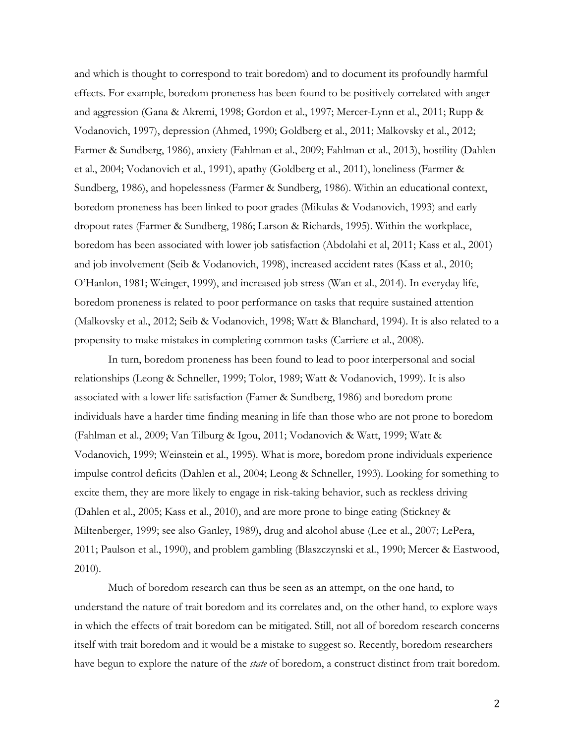and which is thought to correspond to trait boredom) and to document its profoundly harmful effects. For example, boredom proneness has been found to be positively correlated with anger and aggression (Gana & Akremi, 1998; Gordon et al., 1997; Mercer-Lynn et al., 2011; Rupp & Vodanovich, 1997), depression (Ahmed, 1990; Goldberg et al., 2011; Malkovsky et al., 2012; Farmer & Sundberg, 1986), anxiety (Fahlman et al., 2009; Fahlman et al., 2013), hostility (Dahlen et al., 2004; Vodanovich et al., 1991), apathy (Goldberg et al., 2011), loneliness (Farmer & Sundberg, 1986), and hopelessness (Farmer & Sundberg, 1986). Within an educational context, boredom proneness has been linked to poor grades (Mikulas & Vodanovich, 1993) and early dropout rates (Farmer & Sundberg, 1986; Larson & Richards, 1995). Within the workplace, boredom has been associated with lower job satisfaction (Abdolahi et al, 2011; Kass et al., 2001) and job involvement (Seib & Vodanovich, 1998), increased accident rates (Kass et al., 2010; O'Hanlon, 1981; Weinger, 1999), and increased job stress (Wan et al., 2014). In everyday life, boredom proneness is related to poor performance on tasks that require sustained attention (Malkovsky et al., 2012; Seib & Vodanovich, 1998; Watt & Blanchard, 1994). It is also related to a propensity to make mistakes in completing common tasks (Carriere et al., 2008).

In turn, boredom proneness has been found to lead to poor interpersonal and social relationships (Leong & Schneller, 1999; Tolor, 1989; Watt & Vodanovich, 1999). It is also associated with a lower life satisfaction (Famer & Sundberg, 1986) and boredom prone individuals have a harder time finding meaning in life than those who are not prone to boredom (Fahlman et al., 2009; Van Tilburg & Igou, 2011; Vodanovich & Watt, 1999; Watt & Vodanovich, 1999; Weinstein et al., 1995). What is more, boredom prone individuals experience impulse control deficits (Dahlen et al., 2004; Leong & Schneller, 1993). Looking for something to excite them, they are more likely to engage in risk-taking behavior, such as reckless driving (Dahlen et al., 2005; Kass et al., 2010), and are more prone to binge eating (Stickney & Miltenberger, 1999; see also Ganley, 1989), drug and alcohol abuse (Lee et al., 2007; LePera, 2011; Paulson et al., 1990), and problem gambling (Blaszczynski et al., 1990; Mercer & Eastwood, 2010).

Much of boredom research can thus be seen as an attempt, on the one hand, to understand the nature of trait boredom and its correlates and, on the other hand, to explore ways in which the effects of trait boredom can be mitigated. Still, not all of boredom research concerns itself with trait boredom and it would be a mistake to suggest so. Recently, boredom researchers have begun to explore the nature of the *state* of boredom, a construct distinct from trait boredom.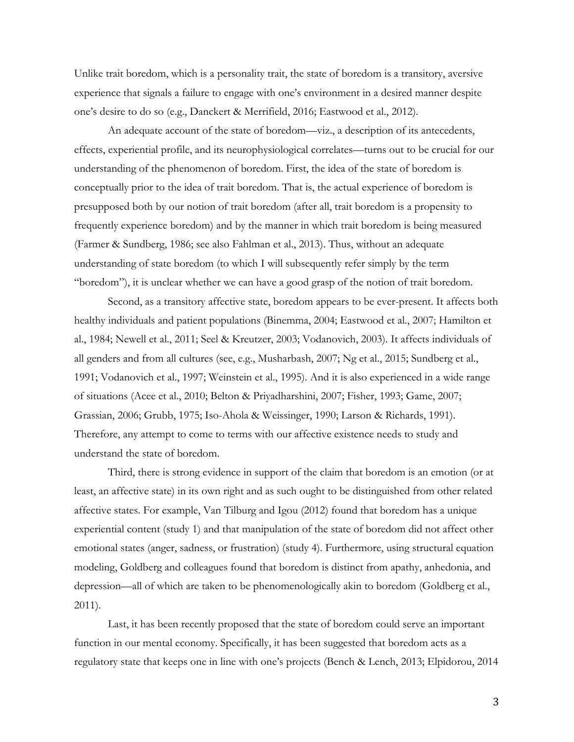Unlike trait boredom, which is a personality trait, the state of boredom is a transitory, aversive experience that signals a failure to engage with one's environment in a desired manner despite one's desire to do so (e.g., Danckert & Merrifield, 2016; Eastwood et al., 2012).

An adequate account of the state of boredom—viz., a description of its antecedents, effects, experiential profile, and its neurophysiological correlates—turns out to be crucial for our understanding of the phenomenon of boredom. First, the idea of the state of boredom is conceptually prior to the idea of trait boredom. That is, the actual experience of boredom is presupposed both by our notion of trait boredom (after all, trait boredom is a propensity to frequently experience boredom) and by the manner in which trait boredom is being measured (Farmer & Sundberg, 1986; see also Fahlman et al., 2013). Thus, without an adequate understanding of state boredom (to which I will subsequently refer simply by the term "boredom"), it is unclear whether we can have a good grasp of the notion of trait boredom.

Second, as a transitory affective state, boredom appears to be ever-present. It affects both healthy individuals and patient populations (Binemma, 2004; Eastwood et al., 2007; Hamilton et al., 1984; Newell et al., 2011; Seel & Kreutzer, 2003; Vodanovich, 2003). It affects individuals of all genders and from all cultures (see, e.g., Musharbash, 2007; Ng et al., 2015; Sundberg et al., 1991; Vodanovich et al., 1997; Weinstein et al., 1995). And it is also experienced in a wide range of situations (Acee et al., 2010; Belton & Priyadharshini, 2007; Fisher, 1993; Game, 2007; Grassian, 2006; Grubb, 1975; Iso-Ahola & Weissinger, 1990; Larson & Richards, 1991). Therefore, any attempt to come to terms with our affective existence needs to study and understand the state of boredom.

Third, there is strong evidence in support of the claim that boredom is an emotion (or at least, an affective state) in its own right and as such ought to be distinguished from other related affective states. For example, Van Tilburg and Igou (2012) found that boredom has a unique experiential content (study 1) and that manipulation of the state of boredom did not affect other emotional states (anger, sadness, or frustration) (study 4). Furthermore, using structural equation modeling, Goldberg and colleagues found that boredom is distinct from apathy, anhedonia, and depression—all of which are taken to be phenomenologically akin to boredom (Goldberg et al., 2011).

Last, it has been recently proposed that the state of boredom could serve an important function in our mental economy. Specifically, it has been suggested that boredom acts as a regulatory state that keeps one in line with one's projects (Bench & Lench, 2013; Elpidorou, 2014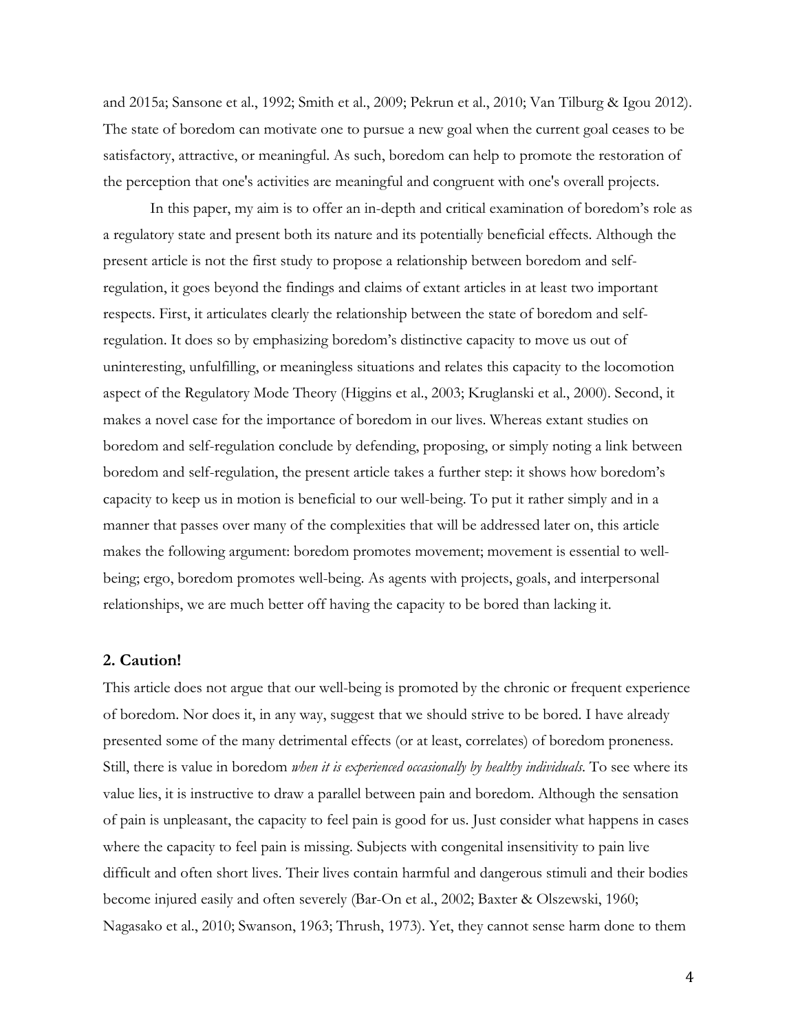and 2015a; Sansone et al., 1992; Smith et al., 2009; Pekrun et al., 2010; Van Tilburg & Igou 2012). The state of boredom can motivate one to pursue a new goal when the current goal ceases to be satisfactory, attractive, or meaningful. As such, boredom can help to promote the restoration of the perception that one's activities are meaningful and congruent with one's overall projects.

In this paper, my aim is to offer an in-depth and critical examination of boredom's role as a regulatory state and present both its nature and its potentially beneficial effects. Although the present article is not the first study to propose a relationship between boredom and self-regulation, it goes beyond the findings and claims of extant articles in at least two important respects. First, it articulates clearly the relationship between the state of boredom and self-regulation. It does so by emphasizing boredom's distinctive capacity to move us out of uninteresting, unfulfilling, or meaningless situations and relates this capacity to the locomotion aspect of the Regulatory Mode Theory (Higgins et al., 2003; Kruglanski et al., 2000). Second, it makes a novel case for the importance of boredom in our lives. Whereas extant studies on boredom and self-regulation conclude by defending, proposing, or simply noting a link between boredom and self-regulation, the present article takes a further step: it shows how boredom's capacity to keep us in motion is beneficial to our well-being. To put it rather simply and in a manner that passes over many of the complexities that will be addressed later on, this article makes the following argument: boredom promotes movement; movement is essential to well-being; ergo, boredom promotes well-being. As agents with projects, goals, and interpersonal relationships, we are much better off having the capacity to be bored than lacking it.

## 2. Caution!

This article does not argue that our well-being is promoted by the chronic or frequent experience of boredom. Nor does it, in any way, suggest that we should strive to be bored. I have already presented some of the many detrimental effects (or at least, correlates) of boredom proneness. Still, there is value in boredom *when it is experienced occasionally by healthy individuals*. To see where its value lies, it is instructive to draw a parallel between pain and boredom. Although the sensation of pain is unpleasant, the capacity to feel pain is good for us. Just consider what happens in cases where the capacity to feel pain is missing. Subjects with congenital insensitivity to pain live difficult and often short lives. Their lives contain harmful and dangerous stimuli and their bodies become injured easily and often severely (Bar-On et al., 2002; Baxter & Olszewski, 1960; Nagasako et al., 2010; Swanson, 1963; Thrush, 1973). Yet, they cannot sense harm done to them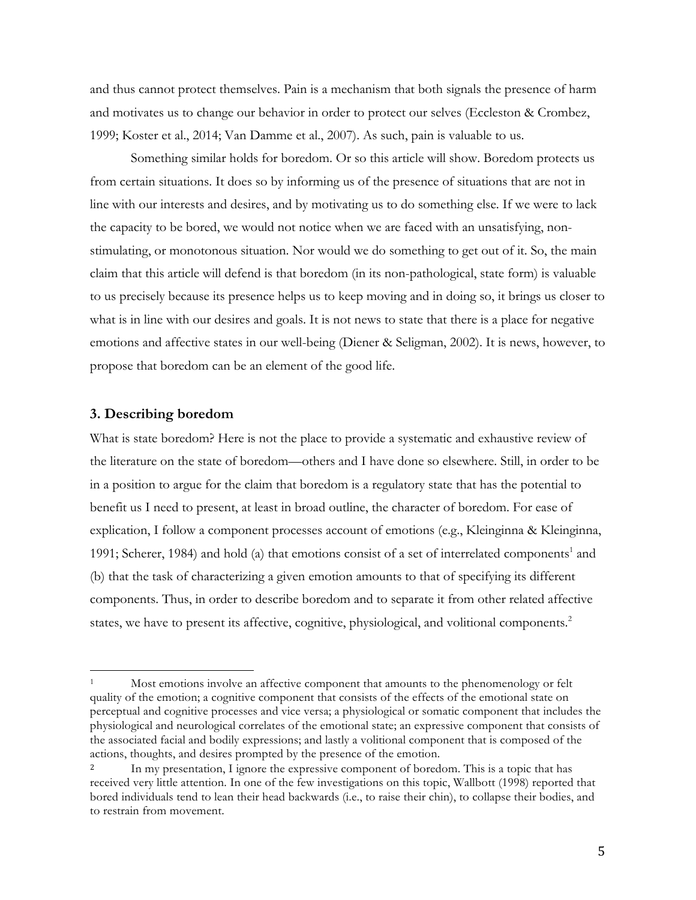and thus cannot protect themselves. Pain is a mechanism that both signals the presence of harm and motivates us to change our behavior in order to protect our selves (Eccleston & Crombez, 1999; Koster et al., 2014; Van Damme et al., 2007). As such, pain is valuable to us.

Something similar holds for boredom. Or so this article will show. Boredom protects us from certain situations. It does so by informing us of the presence of situations that are not in line with our interests and desires, and by motivating us to do something else. If we were to lack the capacity to be bored, we would not notice when we are faced with an unsatisfying, non-stimulating, or monotonous situation. Nor would we do something to get out of it. So, the main claim that this article will defend is that boredom (in its non-pathological, state form) is valuable to us precisely because its presence helps us to keep moving and in doing so, it brings us closer to what is in line with our desires and goals. It is not news to state that there is a place for negative emotions and affective states in our well-being (Diener & Seligman, 2002). It is news, however, to propose that boredom can be an element of the good life.

## 3. Describing boredom

What is state boredom? Here is not the place to provide a systematic and exhaustive review of the literature on the state of boredom—others and I have done so elsewhere. Still, in order to be in a position to argue for the claim that boredom is a regulatory state that has the potential to benefit us I need to present, at least in broad outline, the character of boredom. For ease of explication, I follow a component processes account of emotions (e.g., Kleinginna & Kleinginna, 1991; Scherer, 1984) and hold (a) that emotions consist of a set of interrelated components[1] and (b) that the task of characterizing a given emotion amounts to that of specifying its different components. Thus, in order to describe boredom and to separate it from other related affective states, we have to present its affective, cognitive, physiological, and volitional components.[2]

---

[1] Most emotions involve an affective component that amounts to the phenomenology or felt quality of the emotion; a cognitive component that consists of the effects of the emotional state on perceptual and cognitive processes and vice versa; a physiological or somatic component that includes the physiological and neurological correlates of the emotional state; an expressive component that consists of the associated facial and bodily expressions; and lastly a volitional component that is composed of the actions, thoughts, and desires prompted by the presence of the emotion.

[2] In my presentation, I ignore the expressive component of boredom. This is a topic that has received very little attention. In one of the few investigations on this topic, Wallbott (1998) reported that bored individuals tend to lean their head backwards (i.e., to raise their chin), to collapse their bodies, and to restrain from movement.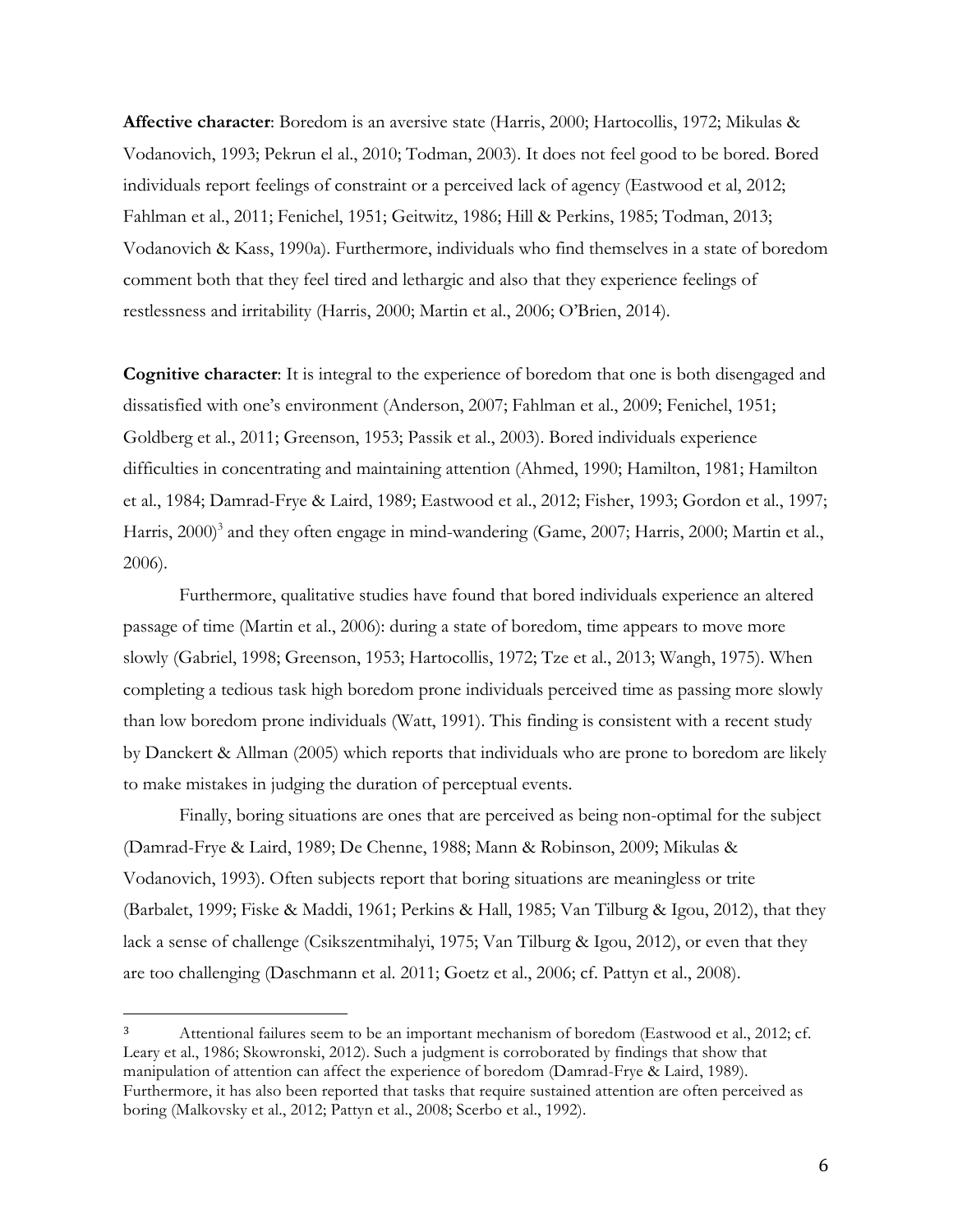**Affective character**: Boredom is an aversive state (Harris, 2000; Hartocollis, 1972; Mikulas & Vodanovich, 1993; Pekrun el al., 2010; Todman, 2003). It does not feel good to be bored. Bored individuals report feelings of constraint or a perceived lack of agency (Eastwood et al, 2012; Fahlman et al., 2011; Fenichel, 1951; Geitwitz, 1986; Hill & Perkins, 1985; Todman, 2013; Vodanovich & Kass, 1990a). Furthermore, individuals who find themselves in a state of boredom comment both that they feel tired and lethargic and also that they experience feelings of restlessness and irritability (Harris, 2000; Martin et al., 2006; O'Brien, 2014).

**Cognitive character**: It is integral to the experience of boredom that one is both disengaged and dissatisfied with one's environment (Anderson, 2007; Fahlman et al., 2009; Fenichel, 1951; Goldberg et al., 2011; Greenson, 1953; Passik et al., 2003). Bored individuals experience difficulties in concentrating and maintaining attention (Ahmed, 1990; Hamilton, 1981; Hamilton et al., 1984; Damrad-Frye & Laird, 1989; Eastwood et al., 2012; Fisher, 1993; Gordon et al., 1997; Harris, 2000)[3] and they often engage in mind-wandering (Game, 2007; Harris, 2000; Martin et al., 2006).

Furthermore, qualitative studies have found that bored individuals experience an altered passage of time (Martin et al., 2006): during a state of boredom, time appears to move more slowly (Gabriel, 1998; Greenson, 1953; Hartocollis, 1972; Tze et al., 2013; Wangh, 1975). When completing a tedious task high boredom prone individuals perceived time as passing more slowly than low boredom prone individuals (Watt, 1991). This finding is consistent with a recent study by Danckert & Allman (2005) which reports that individuals who are prone to boredom are likely to make mistakes in judging the duration of perceptual events.

Finally, boring situations are ones that are perceived as being non-optimal for the subject (Damrad-Frye & Laird, 1989; De Chenne, 1988; Mann & Robinson, 2009; Mikulas & Vodanovich, 1993). Often subjects report that boring situations are meaningless or trite (Barbalet, 1999; Fiske & Maddi, 1961; Perkins & Hall, 1985; Van Tilburg & Igou, 2012), that they lack a sense of challenge (Csikszentmihalyi, 1975; Van Tilburg & Igou, 2012), or even that they are too challenging (Daschmann et al. 2011; Goetz et al., 2006; cf. Pattyn et al., 2008).

---

[3] Attentional failures seem to be an important mechanism of boredom (Eastwood et al., 2012; cf. Leary et al., 1986; Skowronski, 2012). Such a judgment is corroborated by findings that show that manipulation of attention can affect the experience of boredom (Damrad-Frye & Laird, 1989). Furthermore, it has also been reported that tasks that require sustained attention are often perceived as boring (Malkovsky et al., 2012; Pattyn et al., 2008; Scerbo et al., 1992).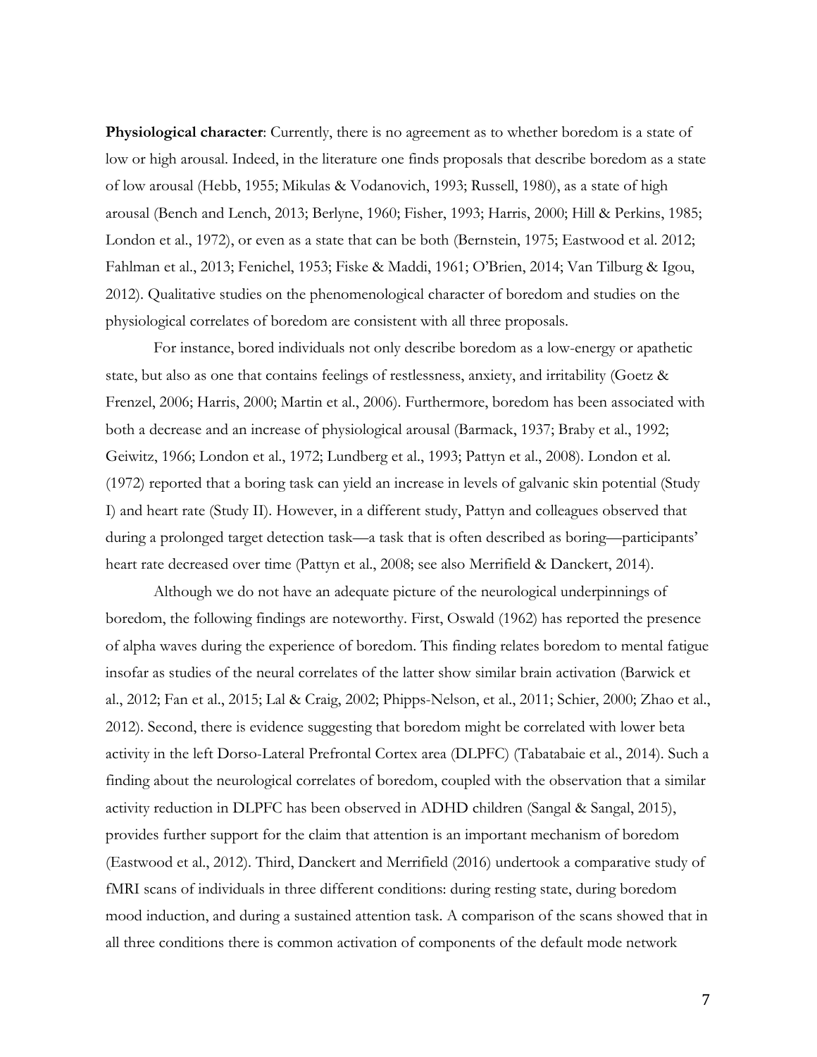**Physiological character**: Currently, there is no agreement as to whether boredom is a state of low or high arousal. Indeed, in the literature one finds proposals that describe boredom as a state of low arousal (Hebb, 1955; Mikulas & Vodanovich, 1993; Russell, 1980), as a state of high arousal (Bench and Lench, 2013; Berlyne, 1960; Fisher, 1993; Harris, 2000; Hill & Perkins, 1985; London et al., 1972), or even as a state that can be both (Bernstein, 1975; Eastwood et al. 2012; Fahlman et al., 2013; Fenichel, 1953; Fiske & Maddi, 1961; O'Brien, 2014; Van Tilburg & Igou, 2012). Qualitative studies on the phenomenological character of boredom and studies on the physiological correlates of boredom are consistent with all three proposals.

For instance, bored individuals not only describe boredom as a low-energy or apathetic state, but also as one that contains feelings of restlessness, anxiety, and irritability (Goetz & Frenzel, 2006; Harris, 2000; Martin et al., 2006). Furthermore, boredom has been associated with both a decrease and an increase of physiological arousal (Barmack, 1937; Braby et al., 1992; Geiwitz, 1966; London et al., 1972; Lundberg et al., 1993; Pattyn et al., 2008). London et al. (1972) reported that a boring task can yield an increase in levels of galvanic skin potential (Study I) and heart rate (Study II). However, in a different study, Pattyn and colleagues observed that during a prolonged target detection task—a task that is often described as boring—participants' heart rate decreased over time (Pattyn et al., 2008; see also Merrifield & Danckert, 2014).

Although we do not have an adequate picture of the neurological underpinnings of boredom, the following findings are noteworthy. First, Oswald (1962) has reported the presence of alpha waves during the experience of boredom. This finding relates boredom to mental fatigue insofar as studies of the neural correlates of the latter show similar brain activation (Barwick et al., 2012; Fan et al., 2015; Lal & Craig, 2002; Phipps-Nelson, et al., 2011; Schier, 2000; Zhao et al., 2012). Second, there is evidence suggesting that boredom might be correlated with lower beta activity in the left Dorso-Lateral Prefrontal Cortex area (DLPFC) (Tabatabaie et al., 2014). Such a finding about the neurological correlates of boredom, coupled with the observation that a similar activity reduction in DLPFC has been observed in ADHD children (Sangal & Sangal, 2015), provides further support for the claim that attention is an important mechanism of boredom (Eastwood et al., 2012). Third, Danckert and Merrifield (2016) undertook a comparative study of fMRI scans of individuals in three different conditions: during resting state, during boredom mood induction, and during a sustained attention task. A comparison of the scans showed that in all three conditions there is common activation of components of the default mode network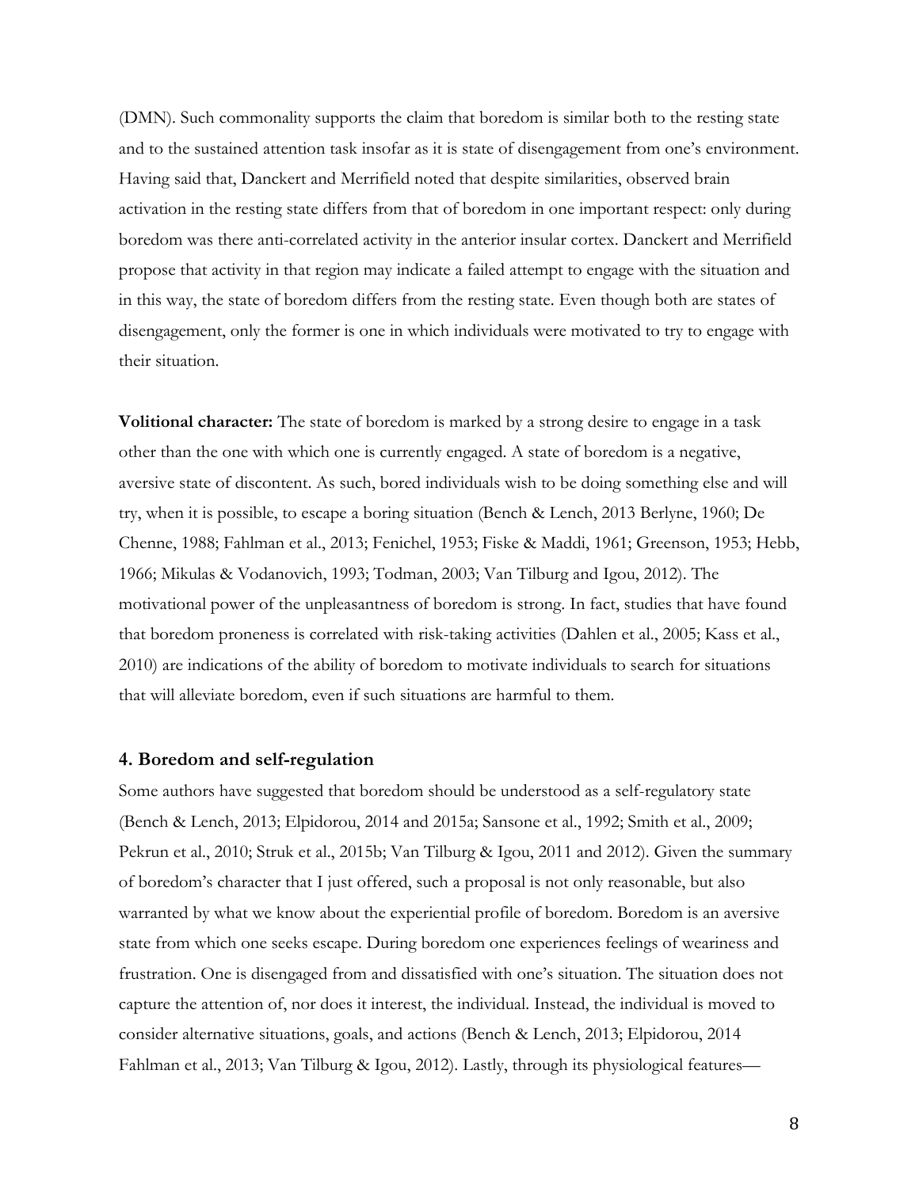(DMN). Such commonality supports the claim that boredom is similar both to the resting state and to the sustained attention task insofar as it is state of disengagement from one's environment. Having said that, Danckert and Merrifield noted that despite similarities, observed brain activation in the resting state differs from that of boredom in one important respect: only during boredom was there anti-correlated activity in the anterior insular cortex. Danckert and Merrifield propose that activity in that region may indicate a failed attempt to engage with the situation and in this way, the state of boredom differs from the resting state. Even though both are states of disengagement, only the former is one in which individuals were motivated to try to engage with their situation.

**Volitional character:** The state of boredom is marked by a strong desire to engage in a task other than the one with which one is currently engaged. A state of boredom is a negative, aversive state of discontent. As such, bored individuals wish to be doing something else and will try, when it is possible, to escape a boring situation (Bench & Lench, 2013 Berlyne, 1960; De Chenne, 1988; Fahlman et al., 2013; Fenichel, 1953; Fiske & Maddi, 1961; Greenson, 1953; Hebb, 1966; Mikulas & Vodanovich, 1993; Todman, 2003; Van Tilburg and Igou, 2012). The motivational power of the unpleasantness of boredom is strong. In fact, studies that have found that boredom proneness is correlated with risk-taking activities (Dahlen et al., 2005; Kass et al., 2010) are indications of the ability of boredom to motivate individuals to search for situations that will alleviate boredom, even if such situations are harmful to them.

## 4. Boredom and self-regulation

Some authors have suggested that boredom should be understood as a self-regulatory state (Bench & Lench, 2013; Elpidorou, 2014 and 2015a; Sansone et al., 1992; Smith et al., 2009; Pekrun et al., 2010; Struk et al., 2015b; Van Tilburg & Igou, 2011 and 2012). Given the summary of boredom's character that I just offered, such a proposal is not only reasonable, but also warranted by what we know about the experiential profile of boredom. Boredom is an aversive state from which one seeks escape. During boredom one experiences feelings of weariness and frustration. One is disengaged from and dissatisfied with one's situation. The situation does not capture the attention of, nor does it interest, the individual. Instead, the individual is moved to consider alternative situations, goals, and actions (Bench & Lench, 2013; Elpidorou, 2014 Fahlman et al., 2013; Van Tilburg & Igou, 2012). Lastly, through its physiological features—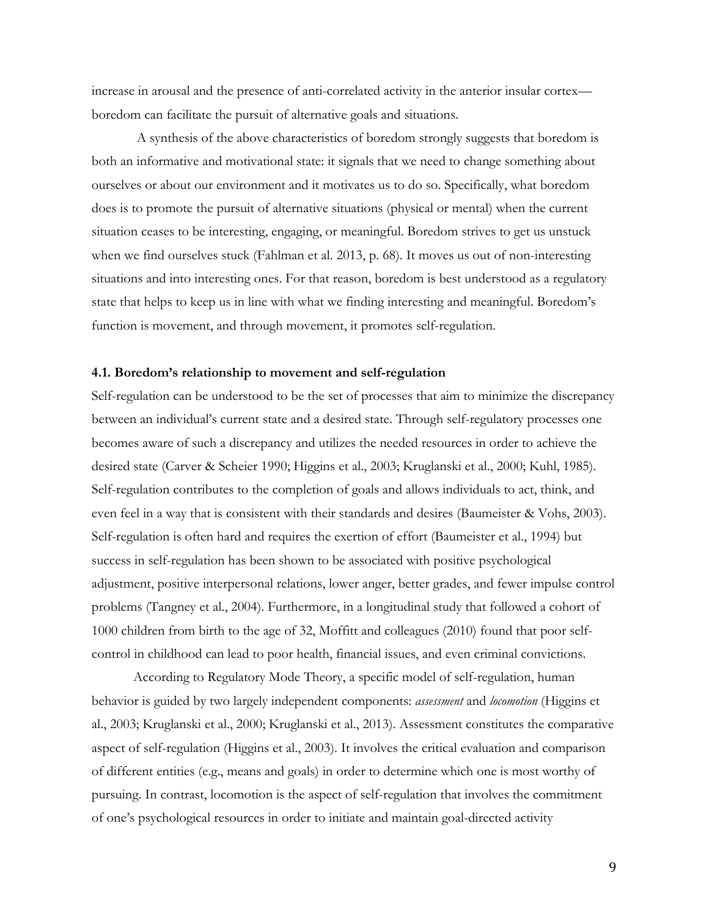increase in arousal and the presence of anti-correlated activity in the anterior insular cortex—boredom can facilitate the pursuit of alternative goals and situations.

A synthesis of the above characteristics of boredom strongly suggests that boredom is both an informative and motivational state: it signals that we need to change something about ourselves or about our environment and it motivates us to do so. Specifically, what boredom does is to promote the pursuit of alternative situations (physical or mental) when the current situation ceases to be interesting, engaging, or meaningful. Boredom strives to get us unstuck when we find ourselves stuck (Fahlman et al. 2013, p. 68). It moves us out of non-interesting situations and into interesting ones. For that reason, boredom is best understood as a regulatory state that helps to keep us in line with what we finding interesting and meaningful. Boredom's function is movement, and through movement, it promotes self-regulation.

### 4.1. Boredom's relationship to movement and self-regulation

Self-regulation can be understood to be the set of processes that aim to minimize the discrepancy between an individual's current state and a desired state. Through self-regulatory processes one becomes aware of such a discrepancy and utilizes the needed resources in order to achieve the desired state (Carver & Scheier 1990; Higgins et al., 2003; Kruglanski et al., 2000; Kuhl, 1985). Self-regulation contributes to the completion of goals and allows individuals to act, think, and even feel in a way that is consistent with their standards and desires (Baumeister & Vohs, 2003). Self-regulation is often hard and requires the exertion of effort (Baumeister et al., 1994) but success in self-regulation has been shown to be associated with positive psychological adjustment, positive interpersonal relations, lower anger, better grades, and fewer impulse control problems (Tangney et al., 2004). Furthermore, in a longitudinal study that followed a cohort of 1000 children from birth to the age of 32, Moffitt and colleagues (2010) found that poor self-control in childhood can lead to poor health, financial issues, and even criminal convictions.

According to Regulatory Mode Theory, a specific model of self-regulation, human behavior is guided by two largely independent components: *assessment* and *locomotion* (Higgins et al., 2003; Kruglanski et al., 2000; Kruglanski et al., 2013). Assessment constitutes the comparative aspect of self-regulation (Higgins et al., 2003). It involves the critical evaluation and comparison of different entities (e.g., means and goals) in order to determine which one is most worthy of pursuing. In contrast, locomotion is the aspect of self-regulation that involves the commitment of one's psychological resources in order to initiate and maintain goal-directed activity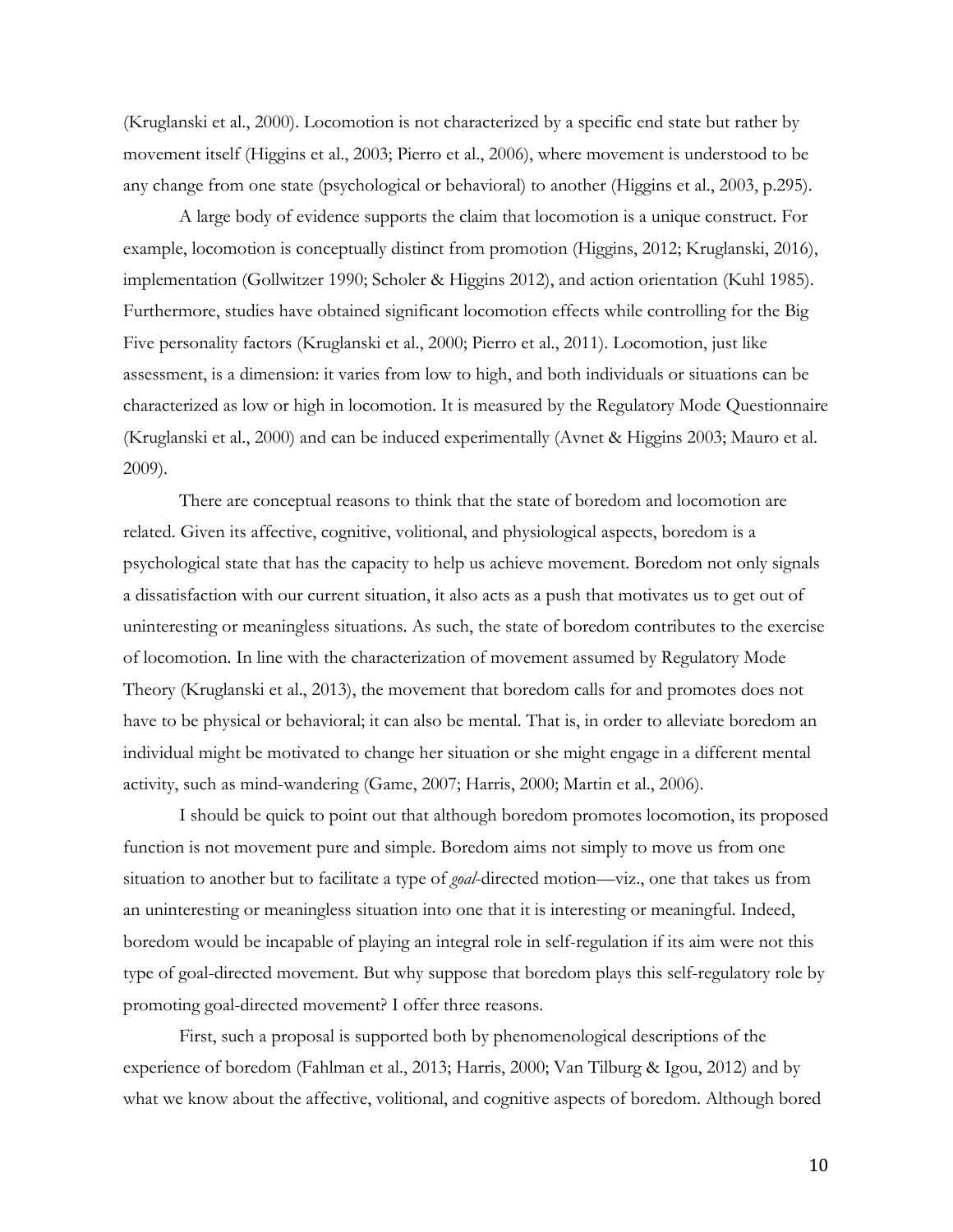(Kruglanski et al., 2000). Locomotion is not characterized by a specific end state but rather by movement itself (Higgins et al., 2003; Pierro et al., 2006), where movement is understood to be any change from one state (psychological or behavioral) to another (Higgins et al., 2003, p.295).

A large body of evidence supports the claim that locomotion is a unique construct. For example, locomotion is conceptually distinct from promotion (Higgins, 2012; Kruglanski, 2016), implementation (Gollwitzer 1990; Scholer & Higgins 2012), and action orientation (Kuhl 1985). Furthermore, studies have obtained significant locomotion effects while controlling for the Big Five personality factors (Kruglanski et al., 2000; Pierro et al., 2011). Locomotion, just like assessment, is a dimension: it varies from low to high, and both individuals or situations can be characterized as low or high in locomotion. It is measured by the Regulatory Mode Questionnaire (Kruglanski et al., 2000) and can be induced experimentally (Avnet & Higgins 2003; Mauro et al. 2009).

There are conceptual reasons to think that the state of boredom and locomotion are related. Given its affective, cognitive, volitional, and physiological aspects, boredom is a psychological state that has the capacity to help us achieve movement. Boredom not only signals a dissatisfaction with our current situation, it also acts as a push that motivates us to get out of uninteresting or meaningless situations. As such, the state of boredom contributes to the exercise of locomotion. In line with the characterization of movement assumed by Regulatory Mode Theory (Kruglanski et al., 2013), the movement that boredom calls for and promotes does not have to be physical or behavioral; it can also be mental. That is, in order to alleviate boredom an individual might be motivated to change her situation or she might engage in a different mental activity, such as mind-wandering (Game, 2007; Harris, 2000; Martin et al., 2006).

I should be quick to point out that although boredom promotes locomotion, its proposed function is not movement pure and simple. Boredom aims not simply to move us from one situation to another but to facilitate a type of *goal*-directed motion—viz., one that takes us from an uninteresting or meaningless situation into one that it is interesting or meaningful. Indeed, boredom would be incapable of playing an integral role in self-regulation if its aim were not this type of goal-directed movement. But why suppose that boredom plays this self-regulatory role by promoting goal-directed movement? I offer three reasons.

First, such a proposal is supported both by phenomenological descriptions of the experience of boredom (Fahlman et al., 2013; Harris, 2000; Van Tilburg & Igou, 2012) and by what we know about the affective, volitional, and cognitive aspects of boredom. Although bored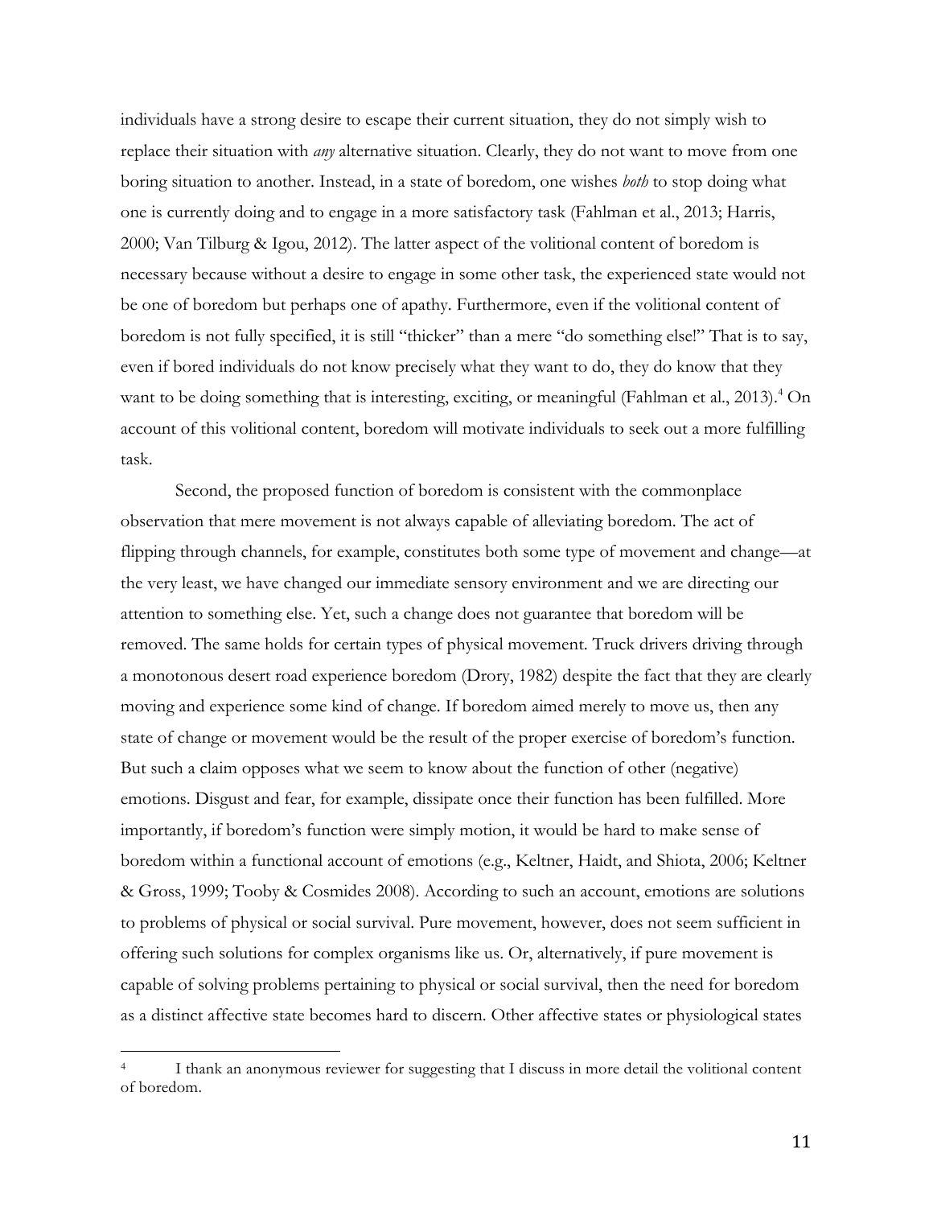individuals have a strong desire to escape their current situation, they do not simply wish to replace their situation with *any* alternative situation. Clearly, they do not want to move from one boring situation to another. Instead, in a state of boredom, one wishes *both* to stop doing what one is currently doing and to engage in a more satisfactory task (Fahlman et al., 2013; Harris, 2000; Van Tilburg & Igou, 2012). The latter aspect of the volitional content of boredom is necessary because without a desire to engage in some other task, the experienced state would not be one of boredom but perhaps one of apathy. Furthermore, even if the volitional content of boredom is not fully specified, it is still "thicker" than a mere "do something else!" That is to say, even if bored individuals do not know precisely what they want to do, they do know that they want to be doing something that is interesting, exciting, or meaningful (Fahlman et al., 2013).[4] On account of this volitional content, boredom will motivate individuals to seek out a more fulfilling task.

Second, the proposed function of boredom is consistent with the commonplace observation that mere movement is not always capable of alleviating boredom. The act of flipping through channels, for example, constitutes both some type of movement and change—at the very least, we have changed our immediate sensory environment and we are directing our attention to something else. Yet, such a change does not guarantee that boredom will be removed. The same holds for certain types of physical movement. Truck drivers driving through a monotonous desert road experience boredom (Drory, 1982) despite the fact that they are clearly moving and experience some kind of change. If boredom aimed merely to move us, then any state of change or movement would be the result of the proper exercise of boredom's function. But such a claim opposes what we seem to know about the function of other (negative) emotions. Disgust and fear, for example, dissipate once their function has been fulfilled. More importantly, if boredom's function were simply motion, it would be hard to make sense of boredom within a functional account of emotions (e.g., Keltner, Haidt, and Shiota, 2006; Keltner & Gross, 1999; Tooby & Cosmides 2008). According to such an account, emotions are solutions to problems of physical or social survival. Pure movement, however, does not seem sufficient in offering such solutions for complex organisms like us. Or, alternatively, if pure movement is capable of solving problems pertaining to physical or social survival, then the need for boredom as a distinct affective state becomes hard to discern. Other affective states or physiological states

---

[4] I thank an anonymous reviewer for suggesting that I discuss in more detail the volitional content of boredom.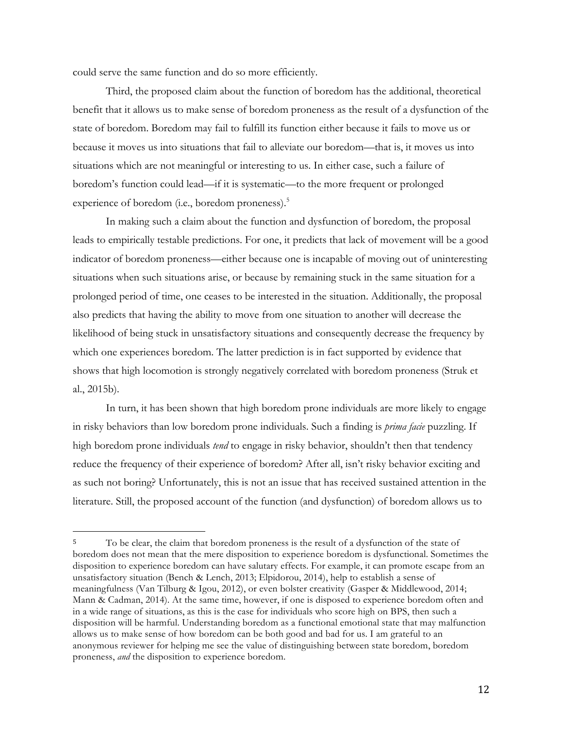could serve the same function and do so more efficiently.

Third, the proposed claim about the function of boredom has the additional, theoretical benefit that it allows us to make sense of boredom proneness as the result of a dysfunction of the state of boredom. Boredom may fail to fulfill its function either because it fails to move us or because it moves us into situations that fail to alleviate our boredom—that is, it moves us into situations which are not meaningful or interesting to us. In either case, such a failure of boredom's function could lead—if it is systematic—to the more frequent or prolonged experience of boredom (i.e., boredom proneness).[5]

In making such a claim about the function and dysfunction of boredom, the proposal leads to empirically testable predictions. For one, it predicts that lack of movement will be a good indicator of boredom proneness—either because one is incapable of moving out of uninteresting situations when such situations arise, or because by remaining stuck in the same situation for a prolonged period of time, one ceases to be interested in the situation. Additionally, the proposal also predicts that having the ability to move from one situation to another will decrease the likelihood of being stuck in unsatisfactory situations and consequently decrease the frequency by which one experiences boredom. The latter prediction is in fact supported by evidence that shows that high locomotion is strongly negatively correlated with boredom proneness (Struk et al., 2015b).

In turn, it has been shown that high boredom prone individuals are more likely to engage in risky behaviors than low boredom prone individuals. Such a finding is *prima facie* puzzling. If high boredom prone individuals *tend* to engage in risky behavior, shouldn't then that tendency reduce the frequency of their experience of boredom? After all, isn't risky behavior exciting and as such not boring? Unfortunately, this is not an issue that has received sustained attention in the literature. Still, the proposed account of the function (and dysfunction) of boredom allows us to

---

[5] To be clear, the claim that boredom proneness is the result of a dysfunction of the state of boredom does not mean that the mere disposition to experience boredom is dysfunctional. Sometimes the disposition to experience boredom can have salutary effects. For example, it can promote escape from an unsatisfactory situation (Bench & Lench, 2013; Elpidorou, 2014), help to establish a sense of meaningfulness (Van Tilburg & Igou, 2012), or even bolster creativity (Gasper & Middlewood, 2014; Mann & Cadman, 2014). At the same time, however, if one is disposed to experience boredom often and in a wide range of situations, as this is the case for individuals who score high on BPS, then such a disposition will be harmful. Understanding boredom as a functional emotional state that may malfunction allows us to make sense of how boredom can be both good and bad for us. I am grateful to an anonymous reviewer for helping me see the value of distinguishing between state boredom, boredom proneness, *and* the disposition to experience boredom.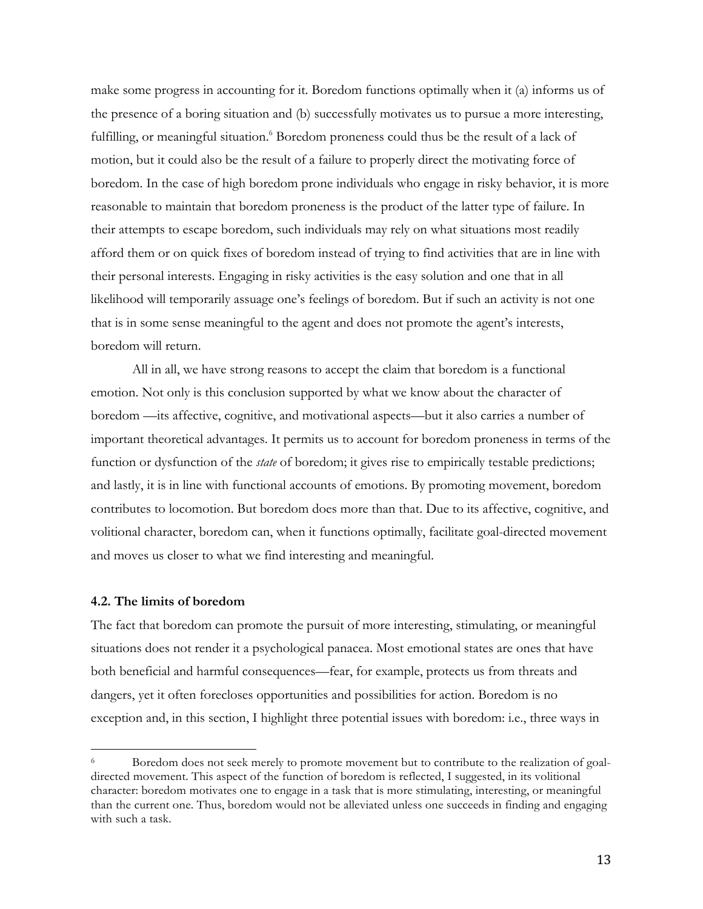make some progress in accounting for it. Boredom functions optimally when it (a) informs us of the presence of a boring situation and (b) successfully motivates us to pursue a more interesting, fulfilling, or meaningful situation.[6] Boredom proneness could thus be the result of a lack of motion, but it could also be the result of a failure to properly direct the motivating force of boredom. In the case of high boredom prone individuals who engage in risky behavior, it is more reasonable to maintain that boredom proneness is the product of the latter type of failure. In their attempts to escape boredom, such individuals may rely on what situations most readily afford them or on quick fixes of boredom instead of trying to find activities that are in line with their personal interests. Engaging in risky activities is the easy solution and one that in all likelihood will temporarily assuage one's feelings of boredom. But if such an activity is not one that is in some sense meaningful to the agent and does not promote the agent's interests, boredom will return.

All in all, we have strong reasons to accept the claim that boredom is a functional emotion. Not only is this conclusion supported by what we know about the character of boredom —its affective, cognitive, and motivational aspects—but it also carries a number of important theoretical advantages. It permits us to account for boredom proneness in terms of the function or dysfunction of the *state* of boredom; it gives rise to empirically testable predictions; and lastly, it is in line with functional accounts of emotions. By promoting movement, boredom contributes to locomotion. But boredom does more than that. Due to its affective, cognitive, and volitional character, boredom can, when it functions optimally, facilitate goal-directed movement and moves us closer to what we find interesting and meaningful.

### 4.2. The limits of boredom

The fact that boredom can promote the pursuit of more interesting, stimulating, or meaningful situations does not render it a psychological panacea. Most emotional states are ones that have both beneficial and harmful consequences—fear, for example, protects us from threats and dangers, yet it often forecloses opportunities and possibilities for action. Boredom is no exception and, in this section, I highlight three potential issues with boredom: i.e., three ways in

---

[6] Boredom does not seek merely to promote movement but to contribute to the realization of goal-directed movement. This aspect of the function of boredom is reflected, I suggested, in its volitional character: boredom motivates one to engage in a task that is more stimulating, interesting, or meaningful than the current one. Thus, boredom would not be alleviated unless one succeeds in finding and engaging with such a task.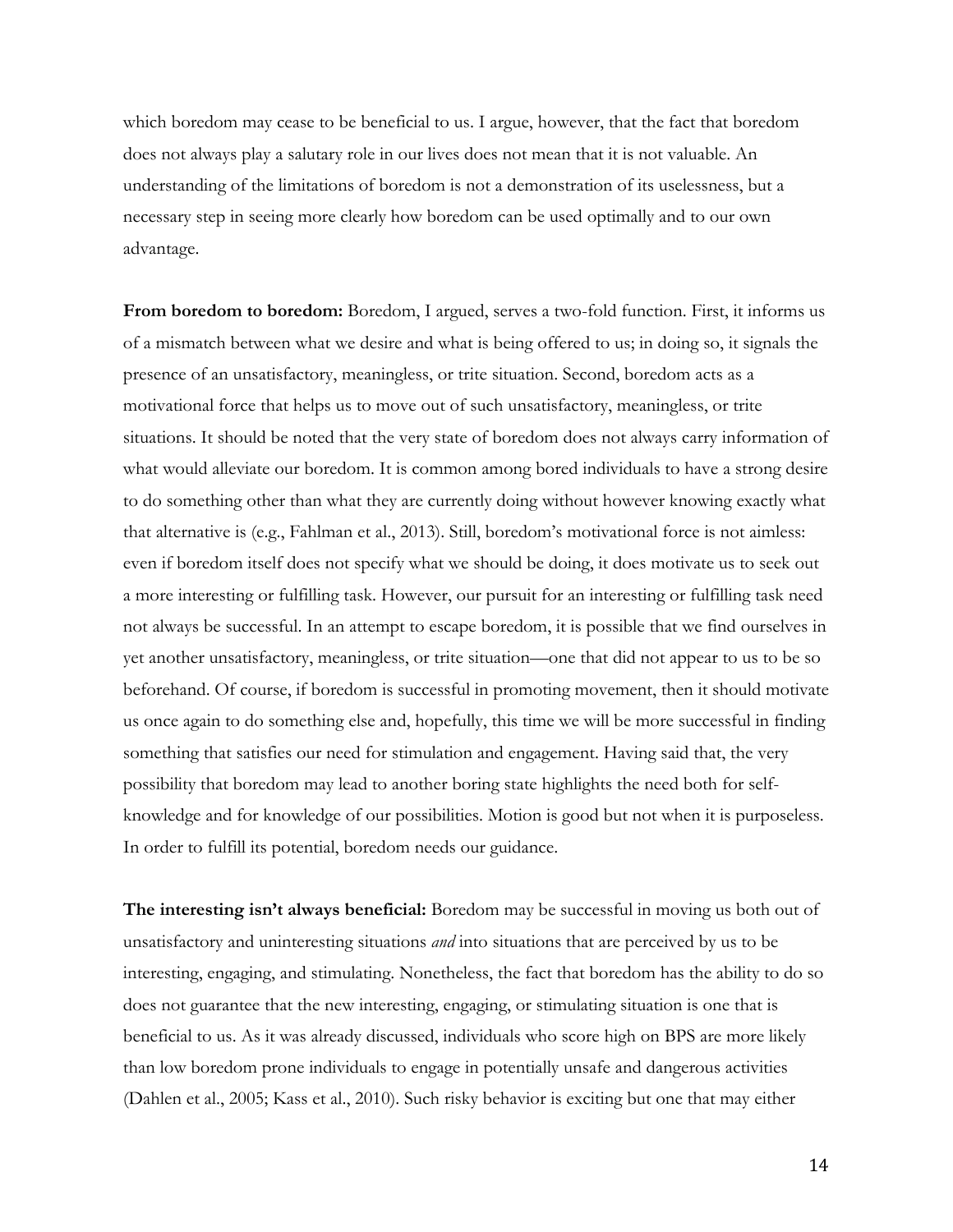which boredom may cease to be beneficial to us. I argue, however, that the fact that boredom does not always play a salutary role in our lives does not mean that it is not valuable. An understanding of the limitations of boredom is not a demonstration of its uselessness, but a necessary step in seeing more clearly how boredom can be used optimally and to our own advantage.

**From boredom to boredom:** Boredom, I argued, serves a two-fold function. First, it informs us of a mismatch between what we desire and what is being offered to us; in doing so, it signals the presence of an unsatisfactory, meaningless, or trite situation. Second, boredom acts as a motivational force that helps us to move out of such unsatisfactory, meaningless, or trite situations. It should be noted that the very state of boredom does not always carry information of what would alleviate our boredom. It is common among bored individuals to have a strong desire to do something other than what they are currently doing without however knowing exactly what that alternative is (e.g., Fahlman et al., 2013). Still, boredom's motivational force is not aimless: even if boredom itself does not specify what we should be doing, it does motivate us to seek out a more interesting or fulfilling task. However, our pursuit for an interesting or fulfilling task need not always be successful. In an attempt to escape boredom, it is possible that we find ourselves in yet another unsatisfactory, meaningless, or trite situation—one that did not appear to us to be so beforehand. Of course, if boredom is successful in promoting movement, then it should motivate us once again to do something else and, hopefully, this time we will be more successful in finding something that satisfies our need for stimulation and engagement. Having said that, the very possibility that boredom may lead to another boring state highlights the need both for self-knowledge and for knowledge of our possibilities. Motion is good but not when it is purposeless. In order to fulfill its potential, boredom needs our guidance.

**The interesting isn't always beneficial:** Boredom may be successful in moving us both out of unsatisfactory and uninteresting situations *and* into situations that are perceived by us to be interesting, engaging, and stimulating. Nonetheless, the fact that boredom has the ability to do so does not guarantee that the new interesting, engaging, or stimulating situation is one that is beneficial to us. As it was already discussed, individuals who score high on BPS are more likely than low boredom prone individuals to engage in potentially unsafe and dangerous activities (Dahlen et al., 2005; Kass et al., 2010). Such risky behavior is exciting but one that may either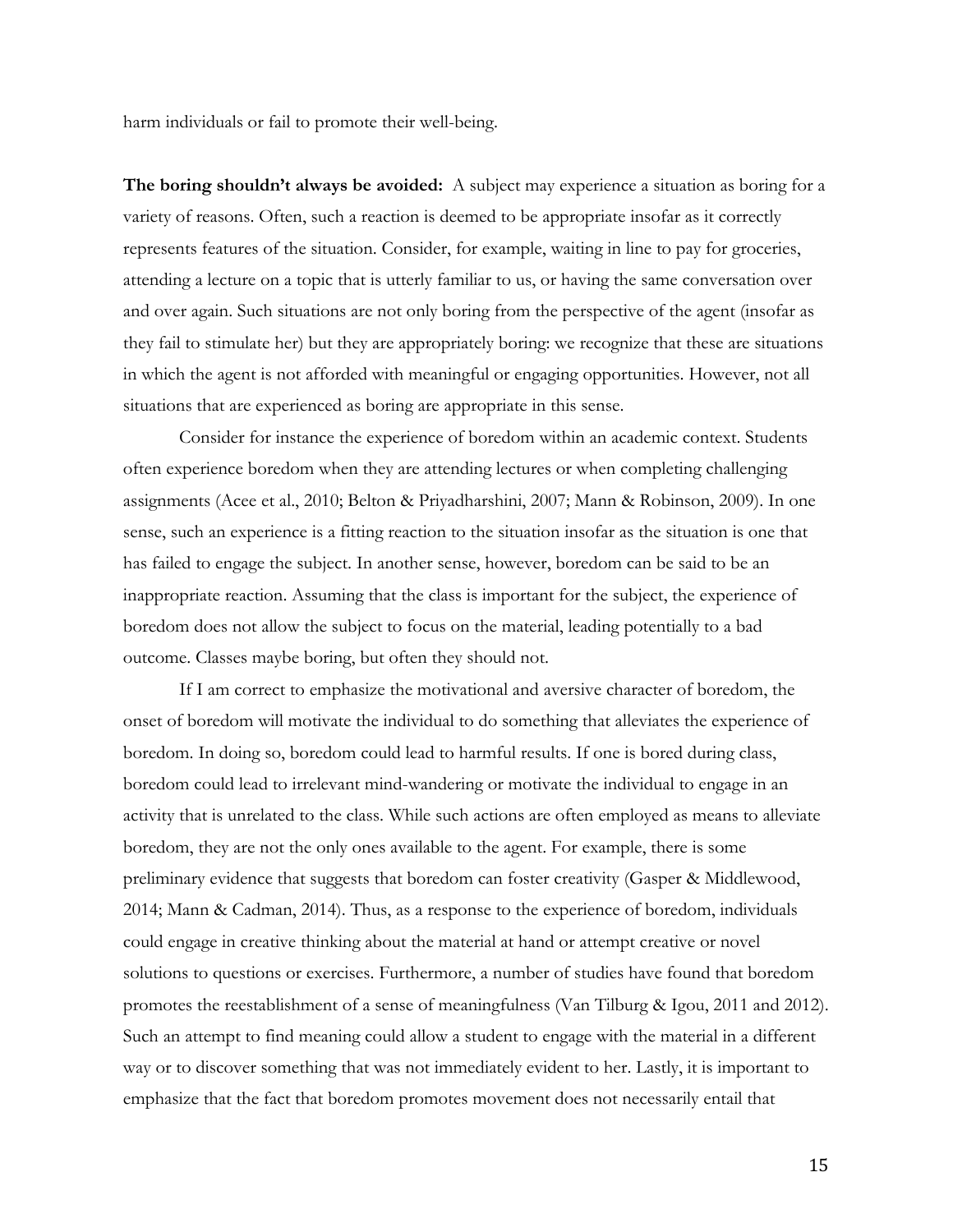harm individuals or fail to promote their well-being.

**The boring shouldn't always be avoided:** A subject may experience a situation as boring for a variety of reasons. Often, such a reaction is deemed to be appropriate insofar as it correctly represents features of the situation. Consider, for example, waiting in line to pay for groceries, attending a lecture on a topic that is utterly familiar to us, or having the same conversation over and over again. Such situations are not only boring from the perspective of the agent (insofar as they fail to stimulate her) but they are appropriately boring: we recognize that these are situations in which the agent is not afforded with meaningful or engaging opportunities. However, not all situations that are experienced as boring are appropriate in this sense.

Consider for instance the experience of boredom within an academic context. Students often experience boredom when they are attending lectures or when completing challenging assignments (Acee et al., 2010; Belton & Priyadharshini, 2007; Mann & Robinson, 2009). In one sense, such an experience is a fitting reaction to the situation insofar as the situation is one that has failed to engage the subject. In another sense, however, boredom can be said to be an inappropriate reaction. Assuming that the class is important for the subject, the experience of boredom does not allow the subject to focus on the material, leading potentially to a bad outcome. Classes maybe boring, but often they should not.

If I am correct to emphasize the motivational and aversive character of boredom, the onset of boredom will motivate the individual to do something that alleviates the experience of boredom. In doing so, boredom could lead to harmful results. If one is bored during class, boredom could lead to irrelevant mind-wandering or motivate the individual to engage in an activity that is unrelated to the class. While such actions are often employed as means to alleviate boredom, they are not the only ones available to the agent. For example, there is some preliminary evidence that suggests that boredom can foster creativity (Gasper & Middlewood, 2014; Mann & Cadman, 2014). Thus, as a response to the experience of boredom, individuals could engage in creative thinking about the material at hand or attempt creative or novel solutions to questions or exercises. Furthermore, a number of studies have found that boredom promotes the reestablishment of a sense of meaningfulness (Van Tilburg & Igou, 2011 and 2012). Such an attempt to find meaning could allow a student to engage with the material in a different way or to discover something that was not immediately evident to her. Lastly, it is important to emphasize that the fact that boredom promotes movement does not necessarily entail that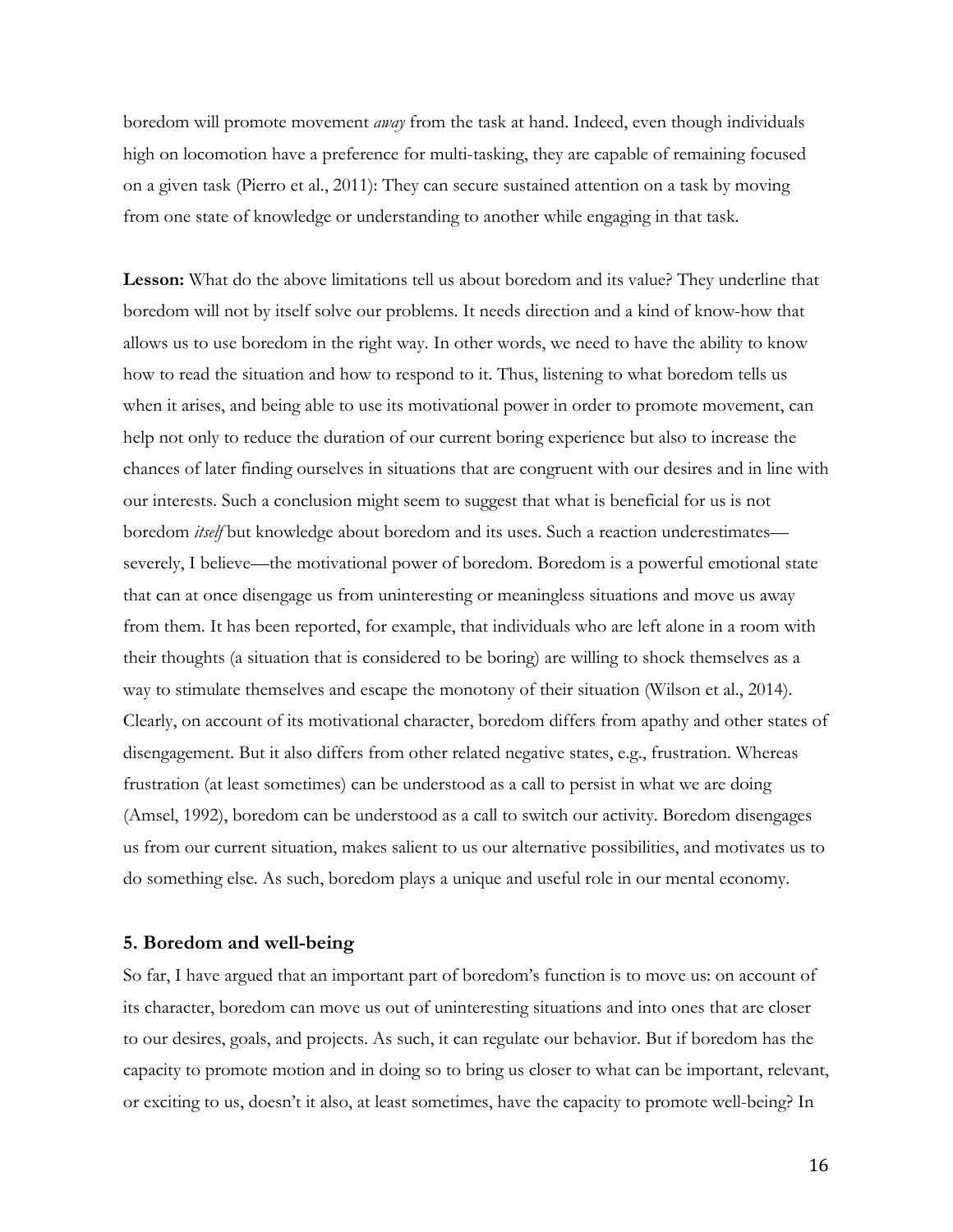boredom will promote movement *away* from the task at hand. Indeed, even though individuals high on locomotion have a preference for multi-tasking, they are capable of remaining focused on a given task (Pierro et al., 2011): They can secure sustained attention on a task by moving from one state of knowledge or understanding to another while engaging in that task.

**Lesson:** What do the above limitations tell us about boredom and its value? They underline that boredom will not by itself solve our problems. It needs direction and a kind of know-how that allows us to use boredom in the right way. In other words, we need to have the ability to know how to read the situation and how to respond to it. Thus, listening to what boredom tells us when it arises, and being able to use its motivational power in order to promote movement, can help not only to reduce the duration of our current boring experience but also to increase the chances of later finding ourselves in situations that are congruent with our desires and in line with our interests. Such a conclusion might seem to suggest that what is beneficial for us is not boredom *itself* but knowledge about boredom and its uses. Such a reaction underestimates—severely, I believe—the motivational power of boredom. Boredom is a powerful emotional state that can at once disengage us from uninteresting or meaningless situations and move us away from them. It has been reported, for example, that individuals who are left alone in a room with their thoughts (a situation that is considered to be boring) are willing to shock themselves as a way to stimulate themselves and escape the monotony of their situation (Wilson et al., 2014). Clearly, on account of its motivational character, boredom differs from apathy and other states of disengagement. But it also differs from other related negative states, e.g., frustration. Whereas frustration (at least sometimes) can be understood as a call to persist in what we are doing (Amsel, 1992), boredom can be understood as a call to switch our activity. Boredom disengages us from our current situation, makes salient to us our alternative possibilities, and motivates us to do something else. As such, boredom plays a unique and useful role in our mental economy.

## 5. Boredom and well-being

So far, I have argued that an important part of boredom's function is to move us: on account of its character, boredom can move us out of uninteresting situations and into ones that are closer to our desires, goals, and projects. As such, it can regulate our behavior. But if boredom has the capacity to promote motion and in doing so to bring us closer to what can be important, relevant, or exciting to us, doesn't it also, at least sometimes, have the capacity to promote well-being? In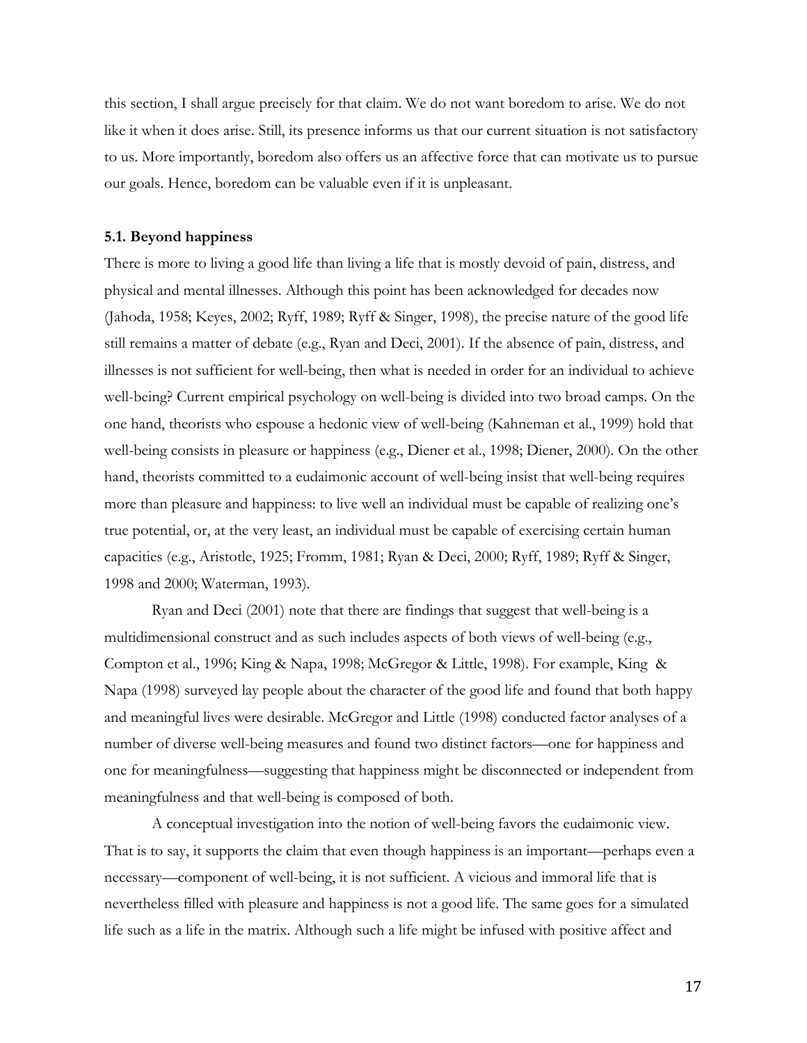this section, I shall argue precisely for that claim. We do not want boredom to arise. We do not like it when it does arise. Still, its presence informs us that our current situation is not satisfactory to us. More importantly, boredom also offers us an affective force that can motivate us to pursue our goals. Hence, boredom can be valuable even if it is unpleasant.

### 5.1. Beyond happiness

There is more to living a good life than living a life that is mostly devoid of pain, distress, and physical and mental illnesses. Although this point has been acknowledged for decades now (Jahoda, 1958; Keyes, 2002; Ryff, 1989; Ryff & Singer, 1998), the precise nature of the good life still remains a matter of debate (e.g., Ryan and Deci, 2001). If the absence of pain, distress, and illnesses is not sufficient for well-being, then what is needed in order for an individual to achieve well-being? Current empirical psychology on well-being is divided into two broad camps. On the one hand, theorists who espouse a hedonic view of well-being (Kahneman et al., 1999) hold that well-being consists in pleasure or happiness (e.g., Diener et al., 1998; Diener, 2000). On the other hand, theorists committed to a eudaimonic account of well-being insist that well-being requires more than pleasure and happiness: to live well an individual must be capable of realizing one's true potential, or, at the very least, an individual must be capable of exercising certain human capacities (e.g., Aristotle, 1925; Fromm, 1981; Ryan & Deci, 2000; Ryff, 1989; Ryff & Singer, 1998 and 2000; Waterman, 1993).

Ryan and Deci (2001) note that there are findings that suggest that well-being is a multidimensional construct and as such includes aspects of both views of well-being (e.g., Compton et al., 1996; King & Napa, 1998; McGregor & Little, 1998). For example, King & Napa (1998) surveyed lay people about the character of the good life and found that both happy and meaningful lives were desirable. McGregor and Little (1998) conducted factor analyses of a number of diverse well-being measures and found two distinct factors—one for happiness and one for meaningfulness—suggesting that happiness might be disconnected or independent from meaningfulness and that well-being is composed of both.

A conceptual investigation into the notion of well-being favors the eudaimonic view. That is to say, it supports the claim that even though happiness is an important—perhaps even a necessary—component of well-being, it is not sufficient. A vicious and immoral life that is nevertheless filled with pleasure and happiness is not a good life. The same goes for a simulated life such as a life in the matrix. Although such a life might be infused with positive affect and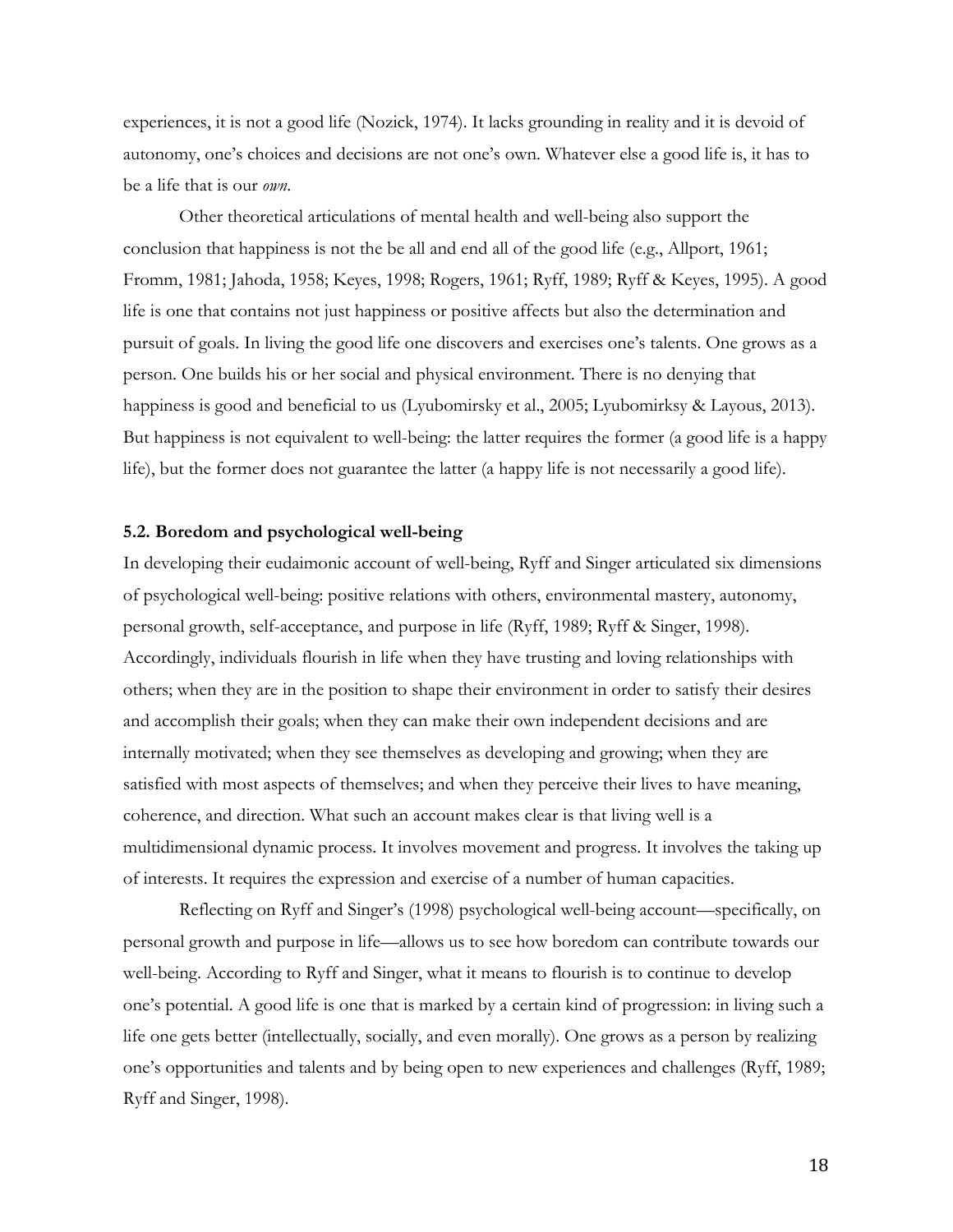experiences, it is not a good life (Nozick, 1974). It lacks grounding in reality and it is devoid of autonomy, one's choices and decisions are not one's own. Whatever else a good life is, it has to be a life that is our *own*.

Other theoretical articulations of mental health and well-being also support the conclusion that happiness is not the be all and end all of the good life (e.g., Allport, 1961; Fromm, 1981; Jahoda, 1958; Keyes, 1998; Rogers, 1961; Ryff, 1989; Ryff & Keyes, 1995). A good life is one that contains not just happiness or positive affects but also the determination and pursuit of goals. In living the good life one discovers and exercises one's talents. One grows as a person. One builds his or her social and physical environment. There is no denying that happiness is good and beneficial to us (Lyubomirsky et al., 2005; Lyubomirksy & Layous, 2013). But happiness is not equivalent to well-being: the latter requires the former (a good life is a happy life), but the former does not guarantee the latter (a happy life is not necessarily a good life).

### 5.2. Boredom and psychological well-being

In developing their eudaimonic account of well-being, Ryff and Singer articulated six dimensions of psychological well-being: positive relations with others, environmental mastery, autonomy, personal growth, self-acceptance, and purpose in life (Ryff, 1989; Ryff & Singer, 1998). Accordingly, individuals flourish in life when they have trusting and loving relationships with others; when they are in the position to shape their environment in order to satisfy their desires and accomplish their goals; when they can make their own independent decisions and are internally motivated; when they see themselves as developing and growing; when they are satisfied with most aspects of themselves; and when they perceive their lives to have meaning, coherence, and direction. What such an account makes clear is that living well is a multidimensional dynamic process. It involves movement and progress. It involves the taking up of interests. It requires the expression and exercise of a number of human capacities.

Reflecting on Ryff and Singer's (1998) psychological well-being account—specifically, on personal growth and purpose in life—allows us to see how boredom can contribute towards our well-being. According to Ryff and Singer, what it means to flourish is to continue to develop one's potential. A good life is one that is marked by a certain kind of progression: in living such a life one gets better (intellectually, socially, and even morally). One grows as a person by realizing one's opportunities and talents and by being open to new experiences and challenges (Ryff, 1989; Ryff and Singer, 1998).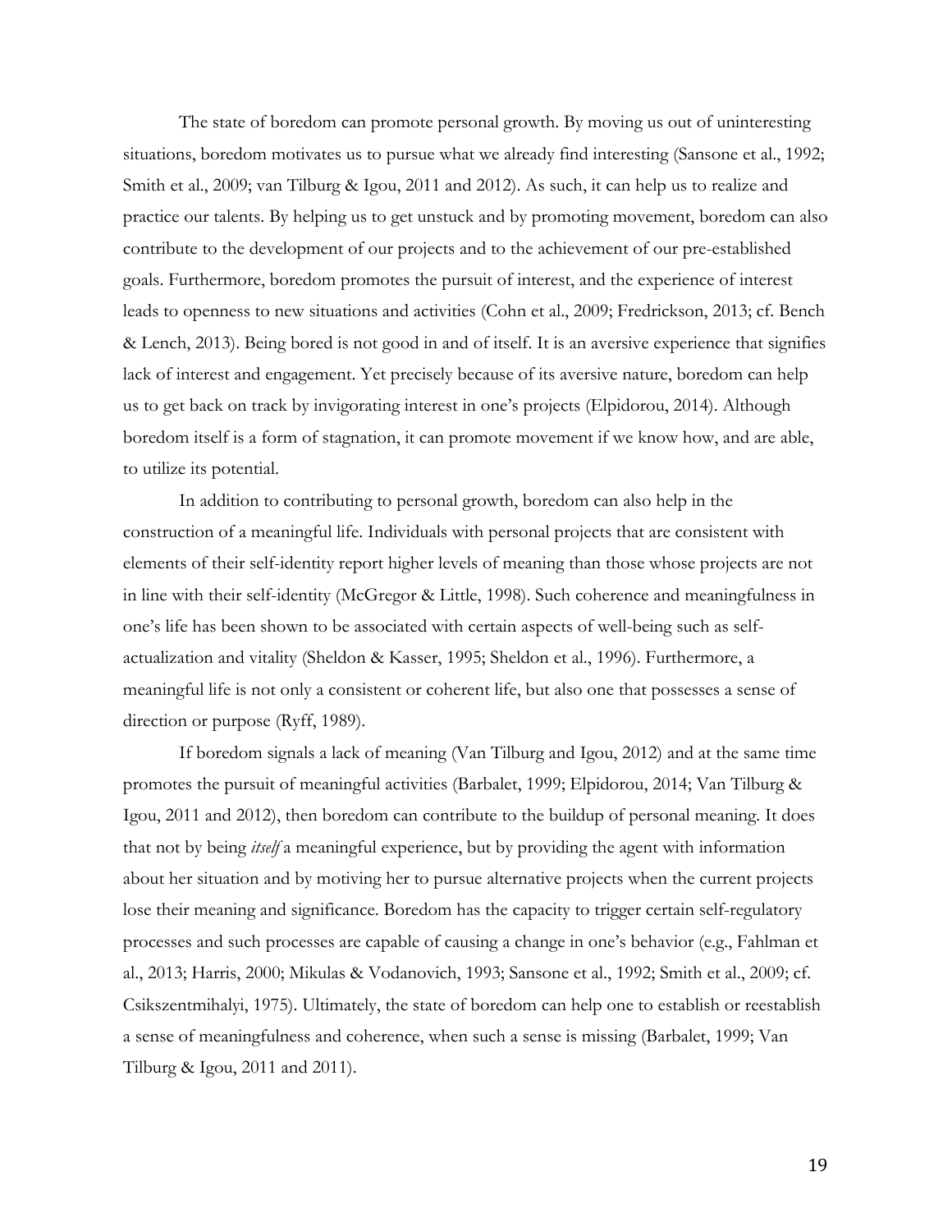The state of boredom can promote personal growth. By moving us out of uninteresting situations, boredom motivates us to pursue what we already find interesting (Sansone et al., 1992; Smith et al., 2009; van Tilburg & Igou, 2011 and 2012). As such, it can help us to realize and practice our talents. By helping us to get unstuck and by promoting movement, boredom can also contribute to the development of our projects and to the achievement of our pre-established goals. Furthermore, boredom promotes the pursuit of interest, and the experience of interest leads to openness to new situations and activities (Cohn et al., 2009; Fredrickson, 2013; cf. Bench & Lench, 2013). Being bored is not good in and of itself. It is an aversive experience that signifies lack of interest and engagement. Yet precisely because of its aversive nature, boredom can help us to get back on track by invigorating interest in one's projects (Elpidorou, 2014). Although boredom itself is a form of stagnation, it can promote movement if we know how, and are able, to utilize its potential.

In addition to contributing to personal growth, boredom can also help in the construction of a meaningful life. Individuals with personal projects that are consistent with elements of their self-identity report higher levels of meaning than those whose projects are not in line with their self-identity (McGregor & Little, 1998). Such coherence and meaningfulness in one's life has been shown to be associated with certain aspects of well-being such as self-actualization and vitality (Sheldon & Kasser, 1995; Sheldon et al., 1996). Furthermore, a meaningful life is not only a consistent or coherent life, but also one that possesses a sense of direction or purpose (Ryff, 1989).

If boredom signals a lack of meaning (Van Tilburg and Igou, 2012) and at the same time promotes the pursuit of meaningful activities (Barbalet, 1999; Elpidorou, 2014; Van Tilburg & Igou, 2011 and 2012), then boredom can contribute to the buildup of personal meaning. It does that not by being *itself* a meaningful experience, but by providing the agent with information about her situation and by motiving her to pursue alternative projects when the current projects lose their meaning and significance. Boredom has the capacity to trigger certain self-regulatory processes and such processes are capable of causing a change in one's behavior (e.g., Fahlman et al., 2013; Harris, 2000; Mikulas & Vodanovich, 1993; Sansone et al., 1992; Smith et al., 2009; cf. Csikszentmihalyi, 1975). Ultimately, the state of boredom can help one to establish or reestablish a sense of meaningfulness and coherence, when such a sense is missing (Barbalet, 1999; Van Tilburg & Igou, 2011 and 2011).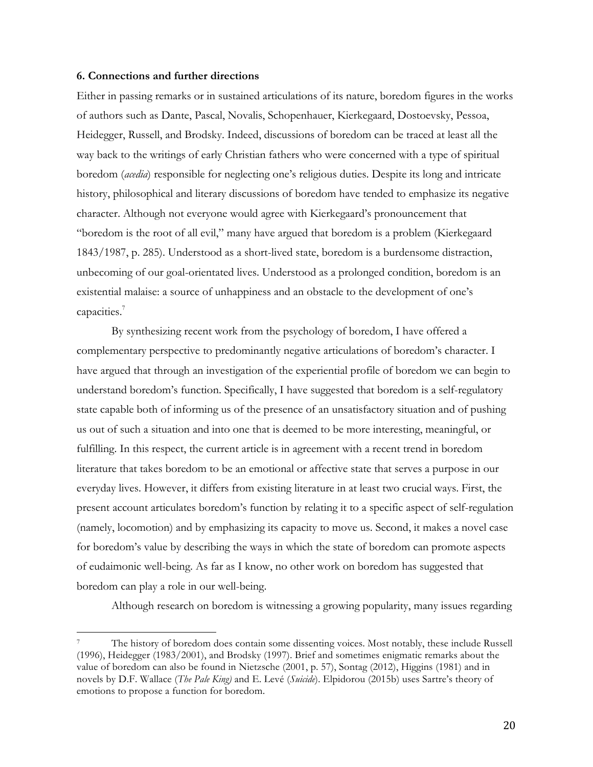### 6. Connections and further directions

Either in passing remarks or in sustained articulations of its nature, boredom figures in the works of authors such as Dante, Pascal, Novalis, Schopenhauer, Kierkegaard, Dostoevsky, Pessoa, Heidegger, Russell, and Brodsky. Indeed, discussions of boredom can be traced at least all the way back to the writings of early Christian fathers who were concerned with a type of spiritual boredom (*acedia*) responsible for neglecting one's religious duties. Despite its long and intricate history, philosophical and literary discussions of boredom have tended to emphasize its negative character. Although not everyone would agree with Kierkegaard's pronouncement that "boredom is the root of all evil," many have argued that boredom is a problem (Kierkegaard 1843/1987, p. 285). Understood as a short-lived state, boredom is a burdensome distraction, unbecoming of our goal-orientated lives. Understood as a prolonged condition, boredom is an existential malaise: a source of unhappiness and an obstacle to the development of one's capacities.[7]

By synthesizing recent work from the psychology of boredom, I have offered a complementary perspective to predominantly negative articulations of boredom's character. I have argued that through an investigation of the experiential profile of boredom we can begin to understand boredom's function. Specifically, I have suggested that boredom is a self-regulatory state capable both of informing us of the presence of an unsatisfactory situation and of pushing us out of such a situation and into one that is deemed to be more interesting, meaningful, or fulfilling. In this respect, the current article is in agreement with a recent trend in boredom literature that takes boredom to be an emotional or affective state that serves a purpose in our everyday lives. However, it differs from existing literature in at least two crucial ways. First, the present account articulates boredom's function by relating it to a specific aspect of self-regulation (namely, locomotion) and by emphasizing its capacity to move us. Second, it makes a novel case for boredom's value by describing the ways in which the state of boredom can promote aspects of eudaimonic well-being. As far as I know, no other work on boredom has suggested that boredom can play a role in our well-being.

Although research on boredom is witnessing a growing popularity, many issues regarding

---

[7] The history of boredom does contain some dissenting voices. Most notably, these include Russell (1996), Heidegger (1983/2001), and Brodsky (1997). Brief and sometimes enigmatic remarks about the value of boredom can also be found in Nietzsche (2001, p. 57), Sontag (2012), Higgins (1981) and in novels by D.F. Wallace (*The Pale King)* and E. Levé (*Suicide*). Elpidorou (2015b) uses Sartre's theory of emotions to propose a function for boredom.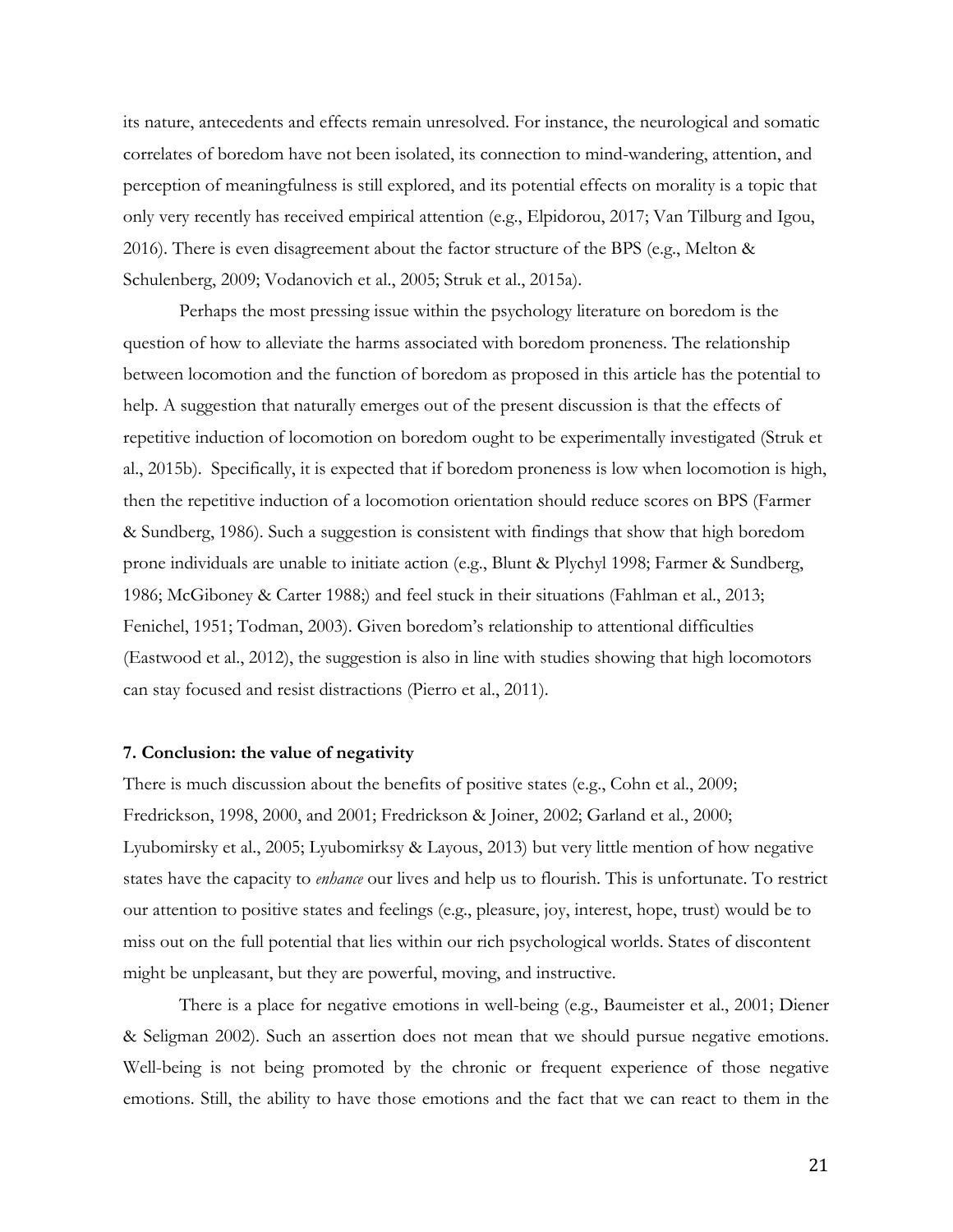its nature, antecedents and effects remain unresolved. For instance, the neurological and somatic correlates of boredom have not been isolated, its connection to mind-wandering, attention, and perception of meaningfulness is still explored, and its potential effects on morality is a topic that only very recently has received empirical attention (e.g., Elpidorou, 2017; Van Tilburg and Igou, 2016). There is even disagreement about the factor structure of the BPS (e.g., Melton & Schulenberg, 2009; Vodanovich et al., 2005; Struk et al., 2015a).

Perhaps the most pressing issue within the psychology literature on boredom is the question of how to alleviate the harms associated with boredom proneness. The relationship between locomotion and the function of boredom as proposed in this article has the potential to help. A suggestion that naturally emerges out of the present discussion is that the effects of repetitive induction of locomotion on boredom ought to be experimentally investigated (Struk et al., 2015b). Specifically, it is expected that if boredom proneness is low when locomotion is high, then the repetitive induction of a locomotion orientation should reduce scores on BPS (Farmer & Sundberg, 1986). Such a suggestion is consistent with findings that show that high boredom prone individuals are unable to initiate action (e.g., Blunt & Plychyl 1998; Farmer & Sundberg, 1986; McGiboney & Carter 1988;) and feel stuck in their situations (Fahlman et al., 2013; Fenichel, 1951; Todman, 2003). Given boredom's relationship to attentional difficulties (Eastwood et al., 2012), the suggestion is also in line with studies showing that high locomotors can stay focused and resist distractions (Pierro et al., 2011).

### 7. Conclusion: the value of negativity

There is much discussion about the benefits of positive states (e.g., Cohn et al., 2009; Fredrickson, 1998, 2000, and 2001; Fredrickson & Joiner, 2002; Garland et al., 2000; Lyubomirsky et al., 2005; Lyubomirksy & Layous, 2013) but very little mention of how negative states have the capacity to *enhance* our lives and help us to flourish. This is unfortunate. To restrict our attention to positive states and feelings (e.g., pleasure, joy, interest, hope, trust) would be to miss out on the full potential that lies within our rich psychological worlds. States of discontent might be unpleasant, but they are powerful, moving, and instructive.

There is a place for negative emotions in well-being (e.g., Baumeister et al., 2001; Diener & Seligman 2002). Such an assertion does not mean that we should pursue negative emotions. Well-being is not being promoted by the chronic or frequent experience of those negative emotions. Still, the ability to have those emotions and the fact that we can react to them in the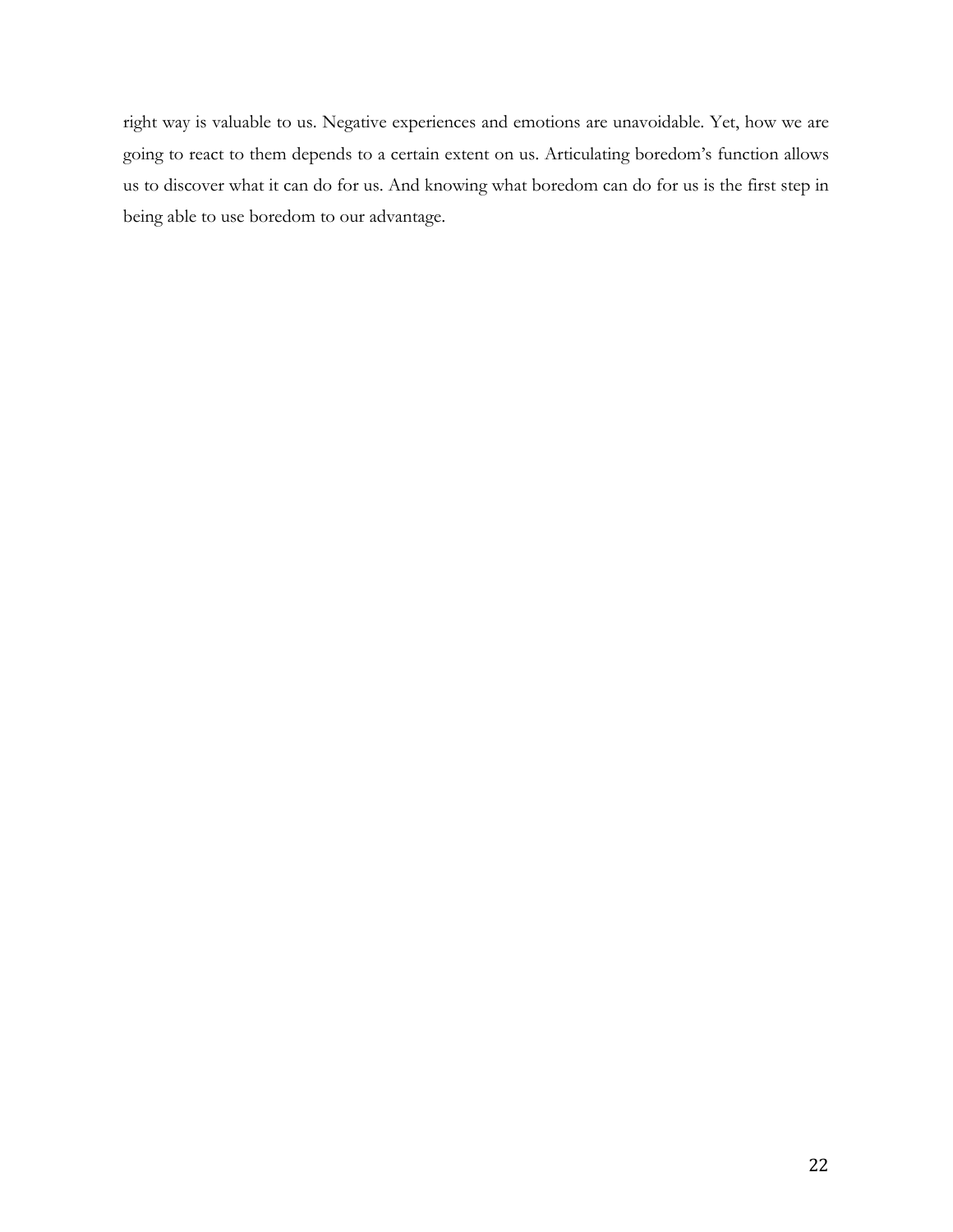right way is valuable to us. Negative experiences and emotions are unavoidable. Yet, how we are going to react to them depends to a certain extent on us. Articulating boredom's function allows us to discover what it can do for us. And knowing what boredom can do for us is the first step in being able to use boredom to our advantage.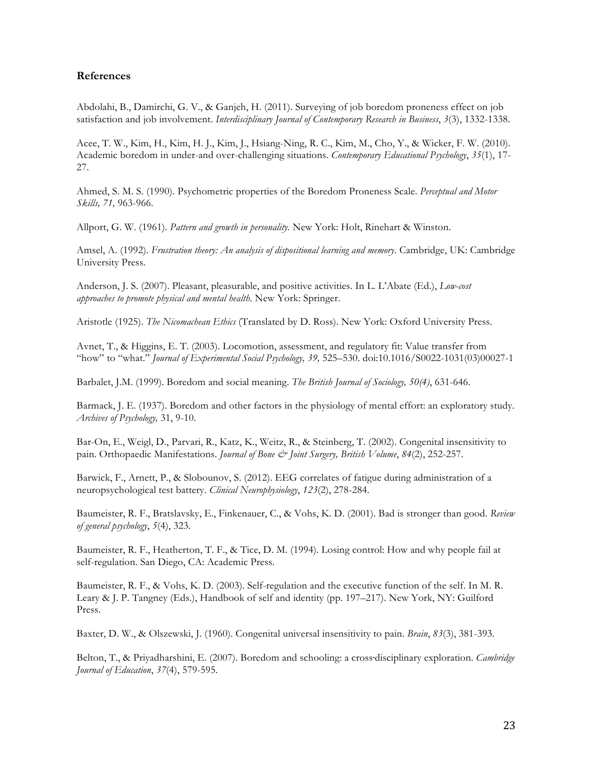**References**

Abdolahi, B., Damirchi, G. V., & Ganjeh, H. (2011). Surveying of job boredom proneness effect on job satisfaction and job involvement. *Interdisciplinary Journal of Contemporary Research in Business*, *3*(3), 1332-1338.

Acee, T. W., Kim, H., Kim, H. J., Kim, J., Hsiang-Ning, R. C., Kim, M., Cho, Y., & Wicker, F. W. (2010). Academic boredom in under-and over-challenging situations. *Contemporary Educational Psychology*, *35*(1), 17-27.

Ahmed, S. M. S. (1990). Psychometric properties of the Boredom Proneness Scale. *Perceptual and Motor Skills, 71,* 963-966.

Allport, G. W. (1961). *Pattern and growth in personality.* New York: Holt, Rinehart & Winston.

Amsel, A. (1992). *Frustration theory: An analysis of dispositional learning and memory*. Cambridge, UK: Cambridge University Press.

Anderson, J. S. (2007). Pleasant, pleasurable, and positive activities. In L. L'Abate (Ed.), *Low-cost approaches to promote physical and mental health.* New York: Springer.

Aristotle (1925). *The Nicomachean Ethics* (Translated by D. Ross). New York: Oxford University Press.

Avnet, T., & Higgins, E. T. (2003). Locomotion, assessment, and regulatory fit: Value transfer from "how" to "what." *Journal of Experimental Social Psychology, 39,* 525–530. doi:10.1016/S0022-1031(03)00027-1

Barbalet, J.M. (1999). Boredom and social meaning. *The British Journal of Sociology, 50(4)*, 631-646.

Barmack, J. E. (1937). Boredom and other factors in the physiology of mental effort: an exploratory study. *Archives of Psychology,* 31, 9-10.

Bar-On, E., Weigl, D., Parvari, R., Katz, K., Weitz, R., & Steinberg, T. (2002). Congenital insensitivity to pain. Orthopaedic Manifestations. *Journal of Bone & Joint Surgery, British Volume*, *84*(2), 252-257.

Barwick, F., Arnett, P., & Slobounov, S. (2012). EEG correlates of fatigue during administration of a neuropsychological test battery. *Clinical Neurophysiology*, *123*(2), 278-284.

Baumeister, R. F., Bratslavsky, E., Finkenauer, C., & Vohs, K. D. (2001). Bad is stronger than good. *Review of general psychology*, *5*(4), 323.

Baumeister, R. F., Heatherton, T. F., & Tice, D. M. (1994). Losing control: How and why people fail at self-regulation. San Diego, CA: Academic Press.

Baumeister, R. F., & Vohs, K. D. (2003). Self-regulation and the executive function of the self. In M. R. Leary & J. P. Tangney (Eds.), Handbook of self and identity (pp. 197–217). New York, NY: Guilford Press.

Baxter, D. W., & Olszewski, J. (1960). Congenital universal insensitivity to pain. *Brain*, *83*(3), 381-393.

Belton, T., & Priyadharshini, E. (2007). Boredom and schooling: a cross-disciplinary exploration. *Cambridge Journal of Education*, *37*(4), 579-595.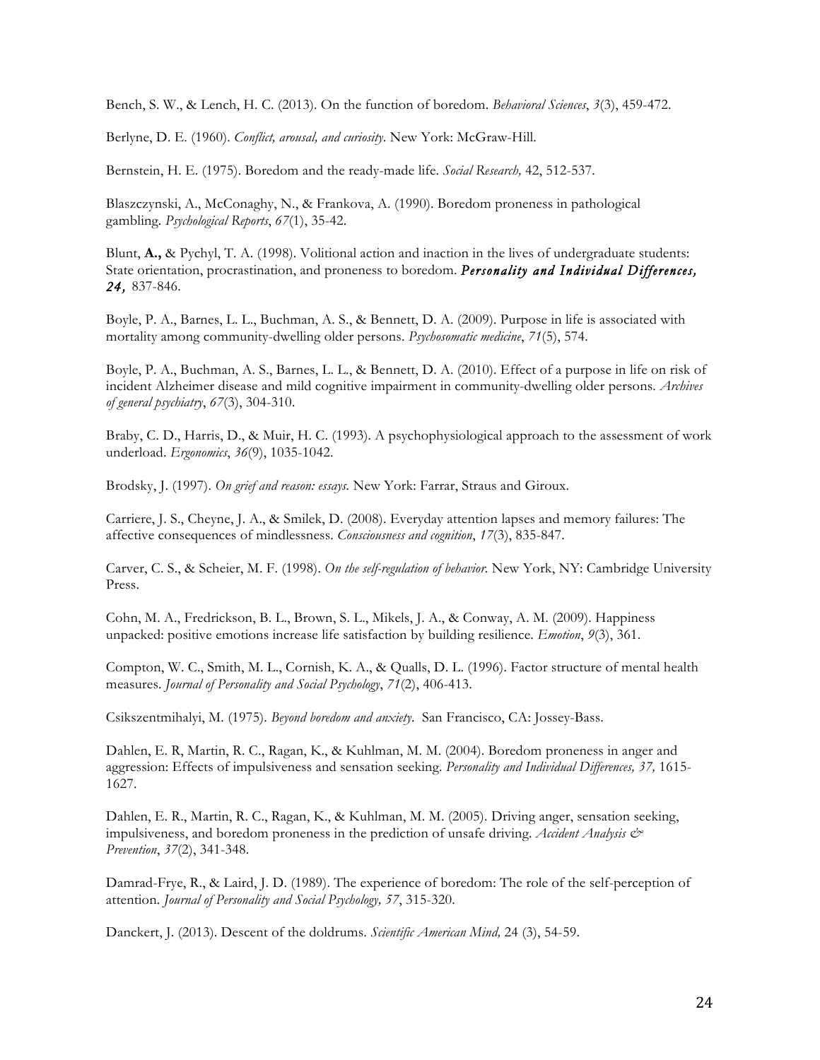Bench, S. W., & Lench, H. C. (2013). On the function of boredom. *Behavioral Sciences*, *3*(3), 459-472.

Berlyne, D. E. (1960). *Conflict, arousal, and curiosity*. New York: McGraw-Hill.

Bernstein, H. E. (1975). Boredom and the ready-made life. *Social Research,* 42, 512-537.

Blaszczynski, A., McConaghy, N., & Frankova, A. (1990). Boredom proneness in pathological gambling. *Psychological Reports*, *67*(1), 35-42.

Blunt, **A.,** & Pychyl, T. A. (1998). Volitional action and inaction in the lives of undergraduate students: State orientation, procrastination, and proneness to boredom. ***Personality and Individual Differences, 24,*** 837-846.

Boyle, P. A., Barnes, L. L., Buchman, A. S., & Bennett, D. A. (2009). Purpose in life is associated with mortality among community-dwelling older persons. *Psychosomatic medicine*, *71*(5), 574.

Boyle, P. A., Buchman, A. S., Barnes, L. L., & Bennett, D. A. (2010). Effect of a purpose in life on risk of incident Alzheimer disease and mild cognitive impairment in community-dwelling older persons. *Archives of general psychiatry*, *67*(3), 304-310.

Braby, C. D., Harris, D., & Muir, H. C. (1993). A psychophysiological approach to the assessment of work underload. *Ergonomics*, *36*(9), 1035-1042.

Brodsky, J. (1997). *On grief and reason: essays.* New York: Farrar, Straus and Giroux.

Carriere, J. S., Cheyne, J. A., & Smilek, D. (2008). Everyday attention lapses and memory failures: The affective consequences of mindlessness. *Consciousness and cognition*, *17*(3), 835-847.

Carver, C. S., & Scheier, M. F. (1998). *On the self-regulation of behavior.* New York, NY: Cambridge University Press.

Cohn, M. A., Fredrickson, B. L., Brown, S. L., Mikels, J. A., & Conway, A. M. (2009). Happiness unpacked: positive emotions increase life satisfaction by building resilience. *Emotion*, *9*(3), 361.

Compton, W. C., Smith, M. L., Cornish, K. A., & Qualls, D. L. (1996). Factor structure of mental health measures. *Journal of Personality and Social Psychology*, *71*(2), 406-413.

Csikszentmihalyi, M. (1975). *Beyond boredom and anxiety*. San Francisco, CA: Jossey-Bass.

Dahlen, E. R, Martin, R. C., Ragan, K., & Kuhlman, M. M. (2004). Boredom proneness in anger and aggression: Effects of impulsiveness and sensation seeking. *Personality and Individual Differences, 37,* 1615-1627.

Dahlen, E. R., Martin, R. C., Ragan, K., & Kuhlman, M. M. (2005). Driving anger, sensation seeking, impulsiveness, and boredom proneness in the prediction of unsafe driving. *Accident Analysis & Prevention*, *37*(2), 341-348.

Damrad-Frye, R., & Laird, J. D. (1989). The experience of boredom: The role of the self-perception of attention. *Journal of Personality and Social Psychology, 57*, 315-320.

Danckert, J. (2013). Descent of the doldrums. *Scientific American Mind,* 24 (3), 54-59.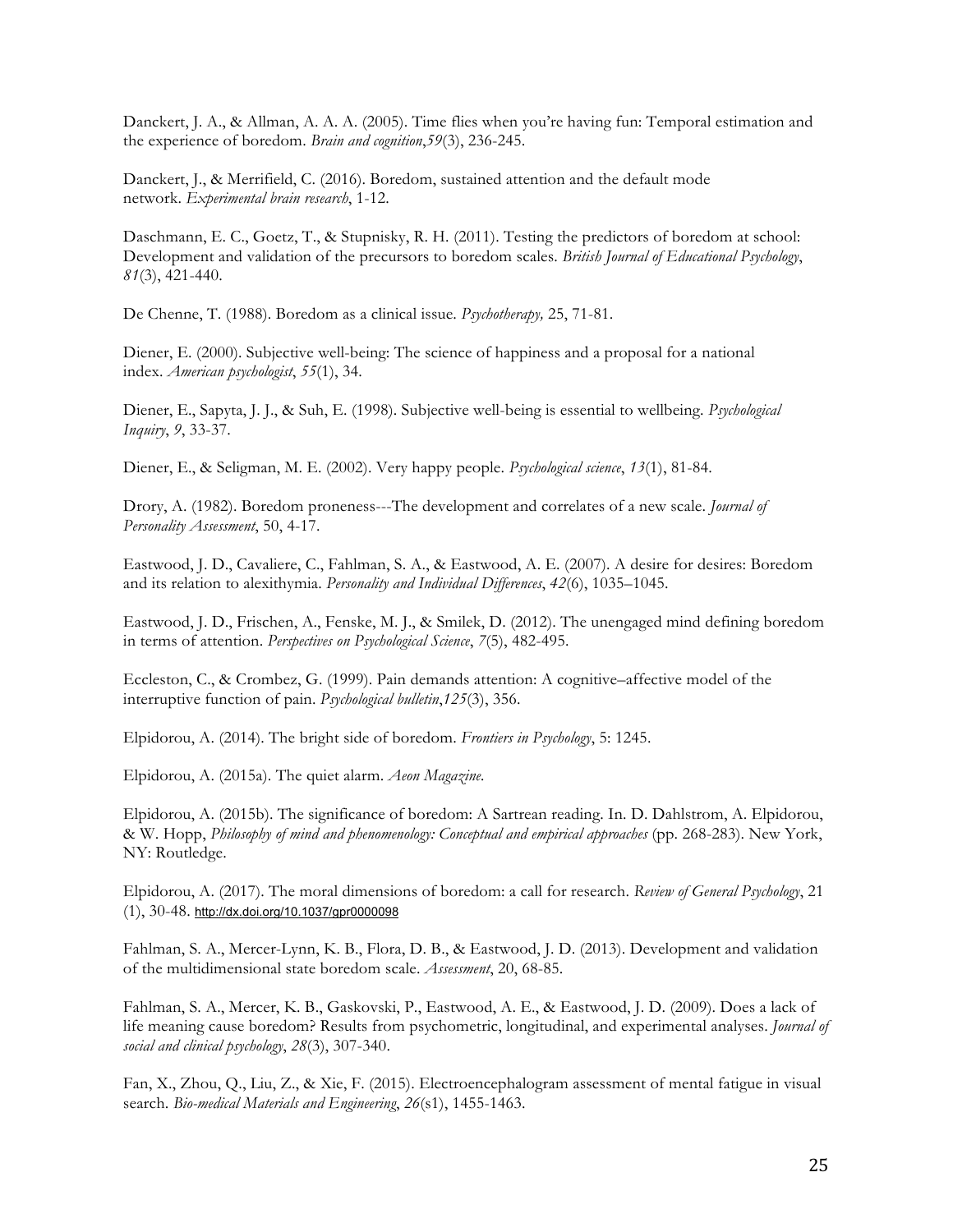Danckert, J. A., & Allman, A. A. A. (2005). Time flies when you're having fun: Temporal estimation and the experience of boredom. *Brain and cognition*,*59*(3), 236-245.

Danckert, J., & Merrifield, C. (2016). Boredom, sustained attention and the default mode network. *Experimental brain research*, 1-12.

Daschmann, E. C., Goetz, T., & Stupnisky, R. H. (2011). Testing the predictors of boredom at school: Development and validation of the precursors to boredom scales. *British Journal of Educational Psychology*, *81*(3), 421-440.

De Chenne, T. (1988). Boredom as a clinical issue. *Psychotherapy,* 25, 71-81.

Diener, E. (2000). Subjective well-being: The science of happiness and a proposal for a national index. *American psychologist*, *55*(1), 34.

Diener, E., Sapyta, J. J., & Suh, E. (1998). Subjective well-being is essential to wellbeing. *Psychological Inquiry*, *9*, 33-37.

Diener, E., & Seligman, M. E. (2002). Very happy people. *Psychological science*, *13*(1), 81-84.

Drory, A. (1982). Boredom proneness---The development and correlates of a new scale. *Journal of Personality Assessment*, 50, 4-17.

Eastwood, J. D., Cavaliere, C., Fahlman, S. A., & Eastwood, A. E. (2007). A desire for desires: Boredom and its relation to alexithymia. *Personality and Individual Differences*, *42*(6), 1035–1045.

Eastwood, J. D., Frischen, A., Fenske, M. J., & Smilek, D. (2012). The unengaged mind defining boredom in terms of attention. *Perspectives on Psychological Science*, *7*(5), 482-495.

Eccleston, C., & Crombez, G. (1999). Pain demands attention: A cognitive–affective model of the interruptive function of pain. *Psychological bulletin*,*125*(3), 356.

Elpidorou, A. (2014). The bright side of boredom. *Frontiers in Psychology*, 5: 1245.

Elpidorou, A. (2015a). The quiet alarm. *Aeon Magazine.*

Elpidorou, A. (2015b). The significance of boredom: A Sartrean reading. In. D. Dahlstrom, A. Elpidorou, & W. Hopp, *Philosophy of mind and phenomenology: Conceptual and empirical approaches* (pp. 268-283). New York, NY: Routledge.

Elpidorou, A. (2017). The moral dimensions of boredom: a call for research. *Review of General Psychology*, 21 (1), 30-48. http://dx.doi.org/10.1037/gpr0000098

Fahlman, S. A., Mercer-Lynn, K. B., Flora, D. B., & Eastwood, J. D. (2013). Development and validation of the multidimensional state boredom scale. *Assessment*, 20, 68-85.

Fahlman, S. A., Mercer, K. B., Gaskovski, P., Eastwood, A. E., & Eastwood, J. D. (2009). Does a lack of life meaning cause boredom? Results from psychometric, longitudinal, and experimental analyses. *Journal of social and clinical psychology*, *28*(3), 307-340.

Fan, X., Zhou, Q., Liu, Z., & Xie, F. (2015). Electroencephalogram assessment of mental fatigue in visual search. *Bio-medical Materials and Engineering*, *26*(s1), 1455-1463.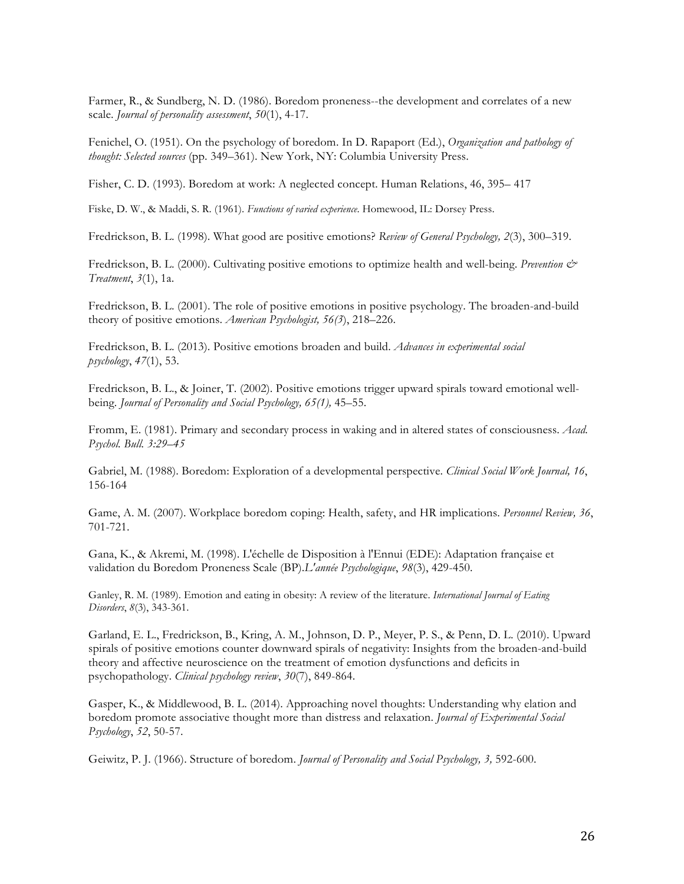Farmer, R., & Sundberg, N. D. (1986). Boredom proneness--the development and correlates of a new scale. *Journal of personality assessment*, *50*(1), 4-17.

Fenichel, O. (1951). On the psychology of boredom. In D. Rapaport (Ed.), *Organization and pathology of thought: Selected sources* (pp. 349–361). New York, NY: Columbia University Press.

Fisher, C. D. (1993). Boredom at work: A neglected concept. Human Relations, 46, 395– 417

Fiske, D. W., & Maddi, S. R. (1961). *Functions of varied experience.* Homewood, IL: Dorsey Press.

Fredrickson, B. L. (1998). What good are positive emotions? *Review of General Psychology, 2*(3), 300–319.

Fredrickson, B. L. (2000). Cultivating positive emotions to optimize health and well-being. *Prevention & Treatment*, *3*(1), 1a.

Fredrickson, B. L. (2001). The role of positive emotions in positive psychology. The broaden-and-build theory of positive emotions. *American Psychologist, 56(3*), 218–226.

Fredrickson, B. L. (2013). Positive emotions broaden and build. *Advances in experimental social psychology*, *47*(1), 53.

Fredrickson, B. L., & Joiner, T. (2002). Positive emotions trigger upward spirals toward emotional well-being. *Journal of Personality and Social Psychology, 65(1),* 45–55.

Fromm, E. (1981). Primary and secondary process in waking and in altered states of consciousness. *Acad. Psychol. Bull. 3:29–45*

Gabriel, M. (1988). Boredom: Exploration of a developmental perspective. *Clinical Social Work Journal, 16*, 156-164

Game, A. M. (2007). Workplace boredom coping: Health, safety, and HR implications. *Personnel Review, 36*, 701-721.

Gana, K., & Akremi, M. (1998). L'échelle de Disposition à l'Ennui (EDE): Adaptation française et validation du Boredom Proneness Scale (BP).*L'année Psychologique*, *98*(3), 429-450.

Ganley, R. M. (1989). Emotion and eating in obesity: A review of the literature. *International Journal of Eating Disorders*, *8*(3), 343-361.

Garland, E. L., Fredrickson, B., Kring, A. M., Johnson, D. P., Meyer, P. S., & Penn, D. L. (2010). Upward spirals of positive emotions counter downward spirals of negativity: Insights from the broaden-and-build theory and affective neuroscience on the treatment of emotion dysfunctions and deficits in psychopathology. *Clinical psychology review*, *30*(7), 849-864.

Gasper, K., & Middlewood, B. L. (2014). Approaching novel thoughts: Understanding why elation and boredom promote associative thought more than distress and relaxation. *Journal of Experimental Social Psychology*, *52*, 50-57.

Geiwitz, P. J. (1966). Structure of boredom. *Journal of Personality and Social Psychology, 3,* 592-600.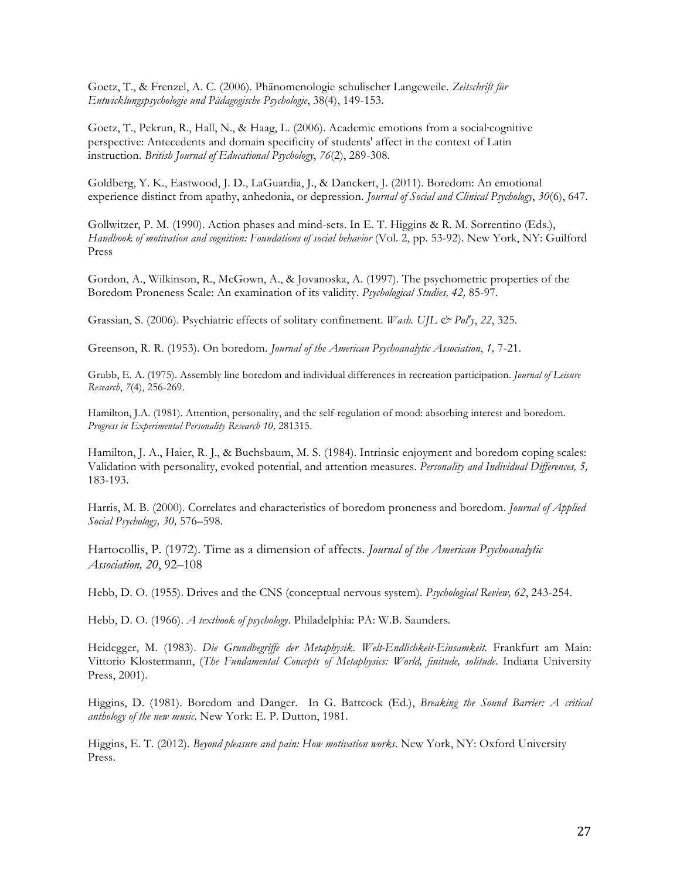Goetz, T., & Frenzel, A. C. (2006). Phänomenologie schulischer Langeweile. *Zeitschrift für Entwicklungspsychologie und Pädagogische Psychologie*, 38(4), 149-153.

Goetz, T., Pekrun, R., Hall, N., & Haag, L. (2006). Academic emotions from a social-cognitive perspective: Antecedents and domain specificity of students' affect in the context of Latin instruction. *British Journal of Educational Psychology*, *76*(2), 289-308.

Goldberg, Y. K., Eastwood, J. D., LaGuardia, J., & Danckert, J. (2011). Boredom: An emotional experience distinct from apathy, anhedonia, or depression. *Journal of Social and Clinical Psychology*, *30*(6), 647.

Gollwitzer, P. M. (1990). Action phases and mind-sets. In E. T. Higgins & R. M. Sorrentino (Eds.), *Handbook of motivation and cognition: Foundations of social behavior* (Vol. 2, pp. 53-92). New York, NY: Guilford Press

Gordon, A., Wilkinson, R., McGown, A., & Jovanoska, A. (1997). The psychometric properties of the Boredom Proneness Scale: An examination of its validity. *Psychological Studies, 42,* 85-97.

Grassian, S. (2006). Psychiatric effects of solitary confinement. *Wash. UJL & Pol'y*, *22*, 325.

Greenson, R. R. (1953). On boredom. *Journal of the American Psychoanalytic Association*, *1,* 7-21.

Grubb, E. A. (1975). Assembly line boredom and individual differences in recreation participation. *Journal of Leisure Research*, *7*(4), 256-269.

Hamilton, J.A. (1981). Attention, personality, and the self-regulation of mood: absorbing interest and boredom. *Progress in Experimental Personality Research 10,* 281315.

Hamilton, J. A., Haier, R. J., & Buchsbaum, M. S. (1984). Intrinsic enjoyment and boredom coping scales: Validation with personality, evoked potential, and attention measures. *Personality and Individual Differences, 5,* 183-193.

Harris, M. B. (2000). Correlates and characteristics of boredom proneness and boredom. *Journal of Applied Social Psychology, 30,* 576–598.

Hartocollis, P. (1972). Time as a dimension of affects. *Journal of the American Psychoanalytic Association, 20*, 92–108

Hebb, D. O. (1955). Drives and the CNS (conceptual nervous system). *Psychological Review, 62*, 243-254.

Hebb, D. O. (1966). *A textbook of psychology*. Philadelphia: PA: W.B. Saunders.

Heidegger, M. (1983). *Die Grundbegriffe der Metaphysik. Welt-Endlichkeit-Einsamkeit.* Frankfurt am Main: Vittorio Klostermann, (*The Fundamental Concepts of Metaphysics: World, finitude, solitude*. Indiana University Press, 2001).

Higgins, D. (1981). Boredom and Danger. In G. Battcock (Ed.), *Breaking the Sound Barrier: A critical anthology of the new music*. New York: E. P. Dutton, 1981.

Higgins, E. T. (2012). *Beyond pleasure and pain: How motivation works*. New York, NY: Oxford University Press.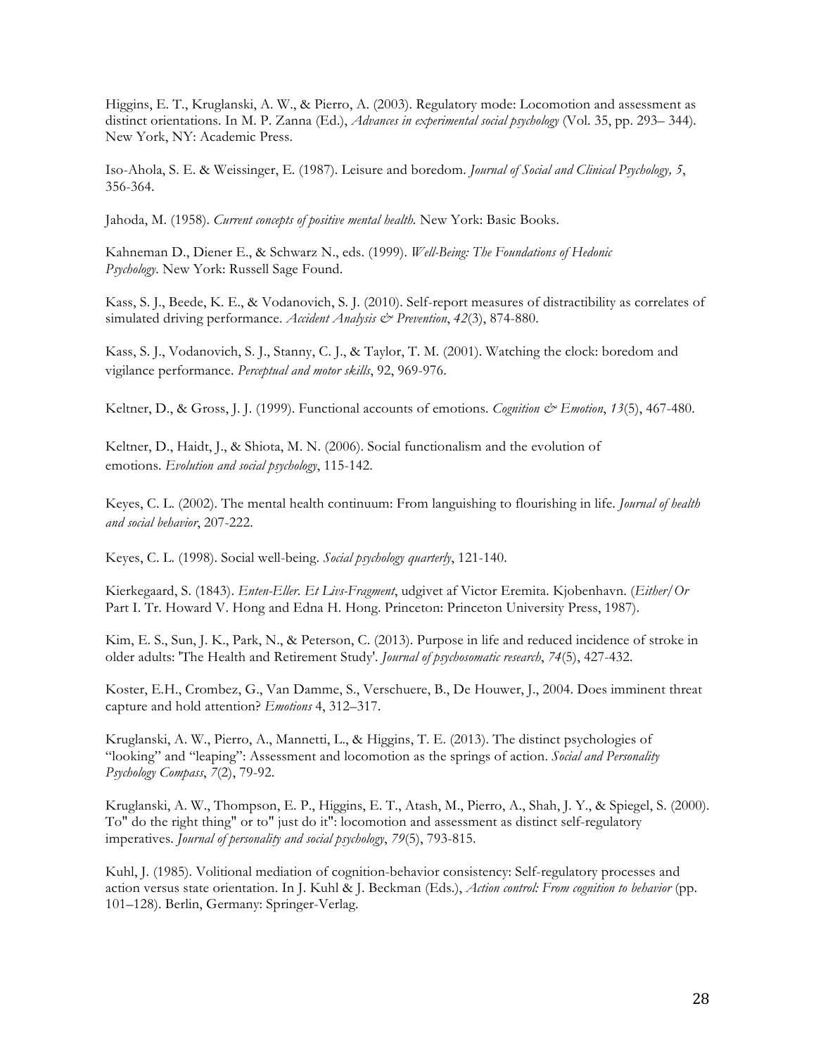Higgins, E. T., Kruglanski, A. W., & Pierro, A. (2003). Regulatory mode: Locomotion and assessment as distinct orientations. In M. P. Zanna (Ed.), *Advances in experimental social psychology* (Vol. 35, pp. 293– 344). New York, NY: Academic Press.

Iso-Ahola, S. E. & Weissinger, E. (1987). Leisure and boredom. *Journal of Social and Clinical Psychology, 5*, 356-364.

Jahoda, M. (1958). *Current concepts of positive mental health.* New York: Basic Books.

Kahneman D., Diener E., & Schwarz N., eds. (1999). *Well-Being: The Foundations of Hedonic Psychology*. New York: Russell Sage Found.

Kass, S. J., Beede, K. E., & Vodanovich, S. J. (2010). Self-report measures of distractibility as correlates of simulated driving performance. *Accident Analysis & Prevention*, *42*(3), 874-880.

Kass, S. J., Vodanovich, S. J., Stanny, C. J., & Taylor, T. M. (2001). Watching the clock: boredom and vigilance performance. *Perceptual and motor skills*, 92, 969-976.

Keltner, D., & Gross, J. J. (1999). Functional accounts of emotions. *Cognition & Emotion*, *13*(5), 467-480.

Keltner, D., Haidt, J., & Shiota, M. N. (2006). Social functionalism and the evolution of emotions. *Evolution and social psychology*, 115-142.

Keyes, C. L. (2002). The mental health continuum: From languishing to flourishing in life. *Journal of health and social behavior*, 207-222.

Keyes, C. L. (1998). Social well-being. *Social psychology quarterly*, 121-140.

Kierkegaard, S. (1843). *Enten-Eller. Et Livs-Fragment*, udgivet af Victor Eremita. Kjobenhavn. (*Either/Or* Part I. Tr. Howard V. Hong and Edna H. Hong. Princeton: Princeton University Press, 1987).

Kim, E. S., Sun, J. K., Park, N., & Peterson, C. (2013). Purpose in life and reduced incidence of stroke in older adults: 'The Health and Retirement Study'. *Journal of psychosomatic research*, *74*(5), 427-432.

Koster, E.H., Crombez, G., Van Damme, S., Verschuere, B., De Houwer, J., 2004. Does imminent threat capture and hold attention? *Emotions* 4, 312–317.

Kruglanski, A. W., Pierro, A., Mannetti, L., & Higgins, T. E. (2013). The distinct psychologies of "looking" and "leaping": Assessment and locomotion as the springs of action. *Social and Personality Psychology Compass*, *7*(2), 79-92.

Kruglanski, A. W., Thompson, E. P., Higgins, E. T., Atash, M., Pierro, A., Shah, J. Y., & Spiegel, S. (2000). To" do the right thing" or to" just do it": locomotion and assessment as distinct self-regulatory imperatives. *Journal of personality and social psychology*, *79*(5), 793-815.

Kuhl, J. (1985). Volitional mediation of cognition-behavior consistency: Self-regulatory processes and action versus state orientation. In J. Kuhl & J. Beckman (Eds.), *Action control: From cognition to behavior* (pp. 101–128). Berlin, Germany: Springer-Verlag.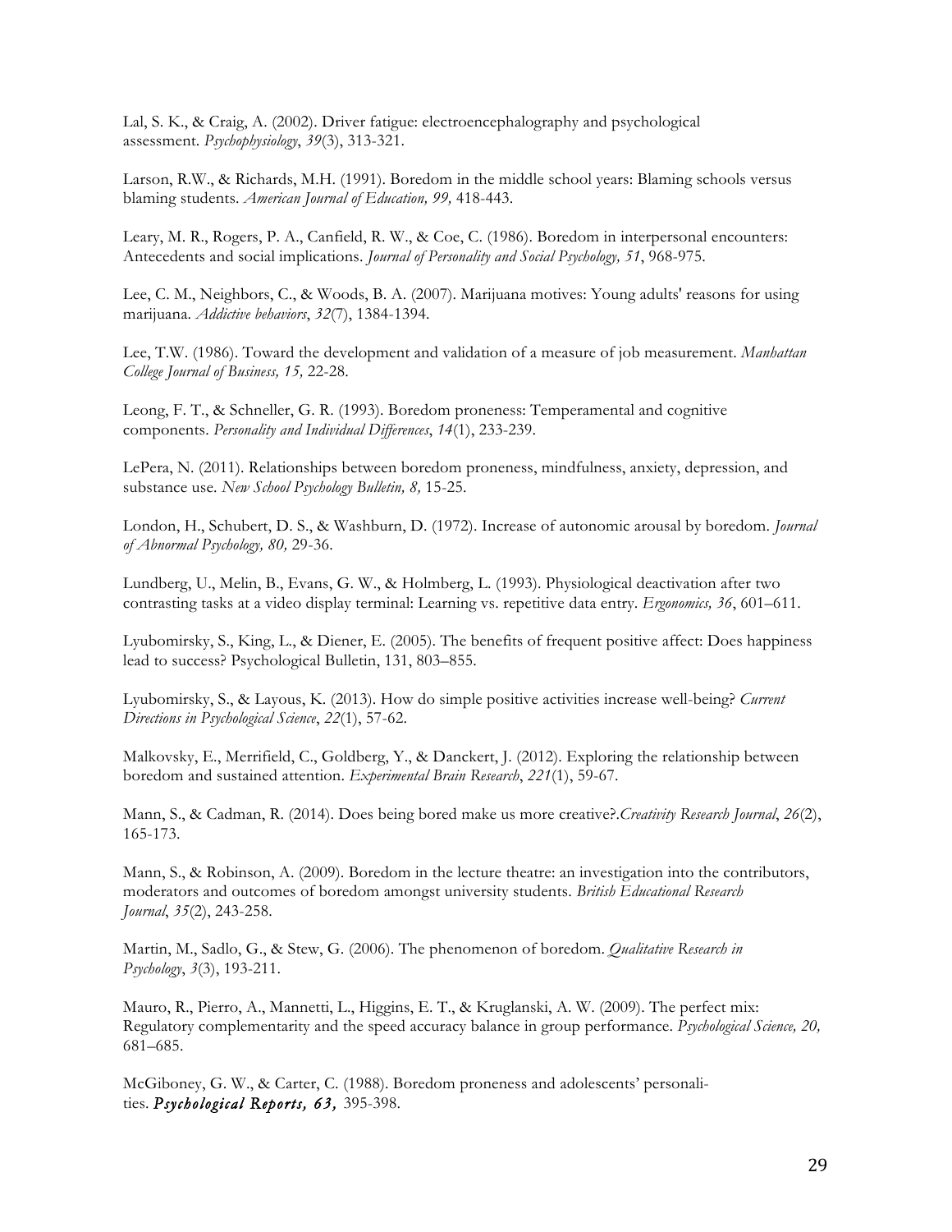Lal, S. K., & Craig, A. (2002). Driver fatigue: electroencephalography and psychological assessment. *Psychophysiology*, *39*(3), 313-321.

Larson, R.W., & Richards, M.H. (1991). Boredom in the middle school years: Blaming schools versus blaming students. *American Journal of Education, 99,* 418-443.

Leary, M. R., Rogers, P. A., Canfield, R. W., & Coe, C. (1986). Boredom in interpersonal encounters: Antecedents and social implications. *Journal of Personality and Social Psychology, 51*, 968-975.

Lee, C. M., Neighbors, C., & Woods, B. A. (2007). Marijuana motives: Young adults' reasons for using marijuana. *Addictive behaviors*, *32*(7), 1384-1394.

Lee, T.W. (1986). Toward the development and validation of a measure of job measurement. *Manhattan College Journal of Business, 15,* 22-28.

Leong, F. T., & Schneller, G. R. (1993). Boredom proneness: Temperamental and cognitive components. *Personality and Individual Differences*, *14*(1), 233-239.

LePera, N. (2011). Relationships between boredom proneness, mindfulness, anxiety, depression, and substance use. *New School Psychology Bulletin, 8,* 15-25.

London, H., Schubert, D. S., & Washburn, D. (1972). Increase of autonomic arousal by boredom. *Journal of Abnormal Psychology, 80,* 29-36.

Lundberg, U., Melin, B., Evans, G. W., & Holmberg, L. (1993). Physiological deactivation after two contrasting tasks at a video display terminal: Learning vs. repetitive data entry. *Ergonomics, 36*, 601–611.

Lyubomirsky, S., King, L., & Diener, E. (2005). The benefits of frequent positive affect: Does happiness lead to success? Psychological Bulletin, 131, 803–855.

Lyubomirsky, S., & Layous, K. (2013). How do simple positive activities increase well-being? *Current Directions in Psychological Science*, *22*(1), 57-62.

Malkovsky, E., Merrifield, C., Goldberg, Y., & Danckert, J. (2012). Exploring the relationship between boredom and sustained attention. *Experimental Brain Research*, *221*(1), 59-67.

Mann, S., & Cadman, R. (2014). Does being bored make us more creative?.*Creativity Research Journal*, *26*(2), 165-173.

Mann, S., & Robinson, A. (2009). Boredom in the lecture theatre: an investigation into the contributors, moderators and outcomes of boredom amongst university students. *British Educational Research Journal*, *35*(2), 243-258.

Martin, M., Sadlo, G., & Stew, G. (2006). The phenomenon of boredom. *Qualitative Research in Psychology*, *3*(3), 193-211.

Mauro, R., Pierro, A., Mannetti, L., Higgins, E. T., & Kruglanski, A. W. (2009). The perfect mix: Regulatory complementarity and the speed accuracy balance in group performance. *Psychological Science, 20,* 681–685.

McGiboney, G. W., & Carter, C. (1988). Boredom proneness and adolescents' personalities. *Psychological Reports, 63,* 395-398.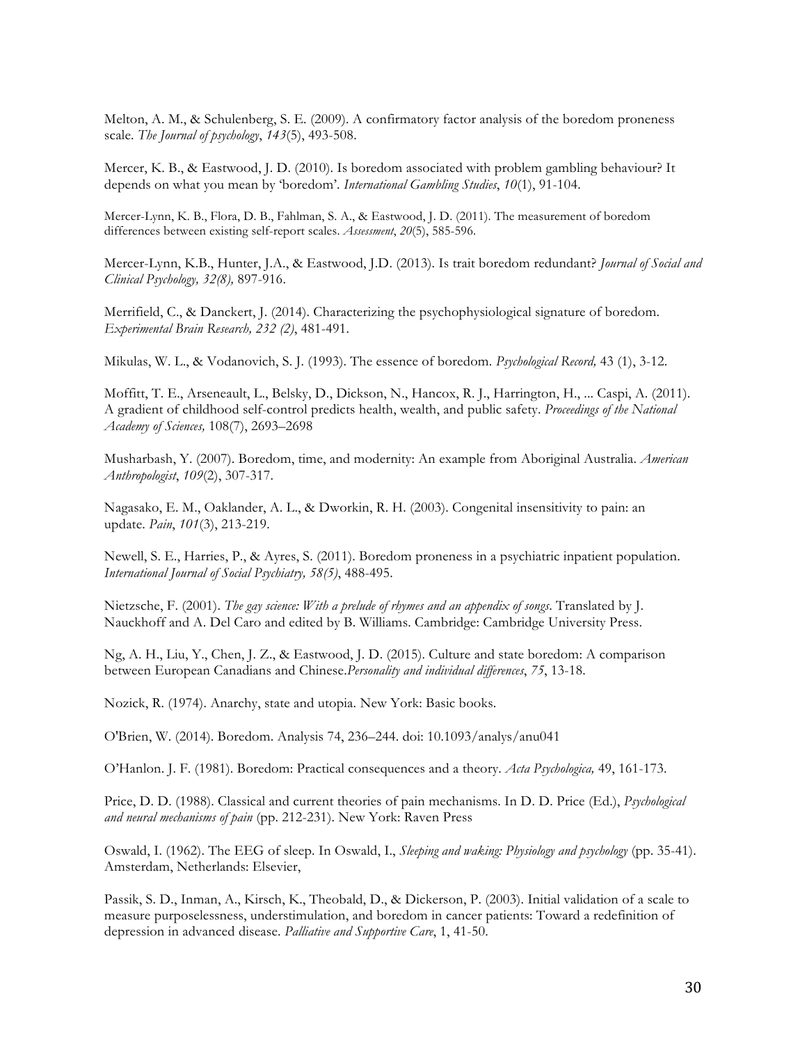Melton, A. M., & Schulenberg, S. E. (2009). A confirmatory factor analysis of the boredom proneness scale. *The Journal of psychology*, *143*(5), 493-508.

Mercer, K. B., & Eastwood, J. D. (2010). Is boredom associated with problem gambling behaviour? It depends on what you mean by 'boredom'. *International Gambling Studies*, *10*(1), 91-104.

Mercer-Lynn, K. B., Flora, D. B., Fahlman, S. A., & Eastwood, J. D. (2011). The measurement of boredom differences between existing self-report scales. *Assessment*, *20*(5), 585-596.

Mercer-Lynn, K.B., Hunter, J.A., & Eastwood, J.D. (2013). Is trait boredom redundant? *Journal of Social and Clinical Psychology, 32(8),* 897-916.

Merrifield, C., & Danckert, J. (2014). Characterizing the psychophysiological signature of boredom. *Experimental Brain Research, 232 (2)*, 481-491.

Mikulas, W. L., & Vodanovich, S. J. (1993). The essence of boredom. *Psychological Record,* 43 (1), 3-12.

Moffitt, T. E., Arseneault, L., Belsky, D., Dickson, N., Hancox, R. J., Harrington, H., ... Caspi, A. (2011). A gradient of childhood self-control predicts health, wealth, and public safety. *Proceedings of the National Academy of Sciences,* 108(7), 2693–2698

Musharbash, Y. (2007). Boredom, time, and modernity: An example from Aboriginal Australia. *American Anthropologist*, *109*(2), 307-317.

Nagasako, E. M., Oaklander, A. L., & Dworkin, R. H. (2003). Congenital insensitivity to pain: an update. *Pain*, *101*(3), 213-219.

Newell, S. E., Harries, P., & Ayres, S. (2011). Boredom proneness in a psychiatric inpatient population. *International Journal of Social Psychiatry, 58(5)*, 488-495.

Nietzsche, F. (2001). *The gay science: With a prelude of rhymes and an appendix of songs*. Translated by J. Nauckhoff and A. Del Caro and edited by B. Williams. Cambridge: Cambridge University Press.

Ng, A. H., Liu, Y., Chen, J. Z., & Eastwood, J. D. (2015). Culture and state boredom: A comparison between European Canadians and Chinese.*Personality and individual differences*, *75*, 13-18.

Nozick, R. (1974). Anarchy, state and utopia. New York: Basic books.

O'Brien, W. (2014). Boredom. Analysis 74, 236–244. doi: 10.1093/analys/anu041

O'Hanlon. J. F. (1981). Boredom: Practical consequences and a theory. *Acta Psychologica,* 49, 161-173.

Price, D. D. (1988). Classical and current theories of pain mechanisms. In D. D. Price (Ed.), *Psychological and neural mechanisms of pain* (pp. 212-231). New York: Raven Press

Oswald, I. (1962). The EEG of sleep. In Oswald, I., *Sleeping and waking: Physiology and psychology* (pp. 35-41). Amsterdam, Netherlands: Elsevier,

Passik, S. D., Inman, A., Kirsch, K., Theobald, D., & Dickerson, P. (2003). Initial validation of a scale to measure purposelessness, understimulation, and boredom in cancer patients: Toward a redefinition of depression in advanced disease. *Palliative and Supportive Care*, 1, 41-50.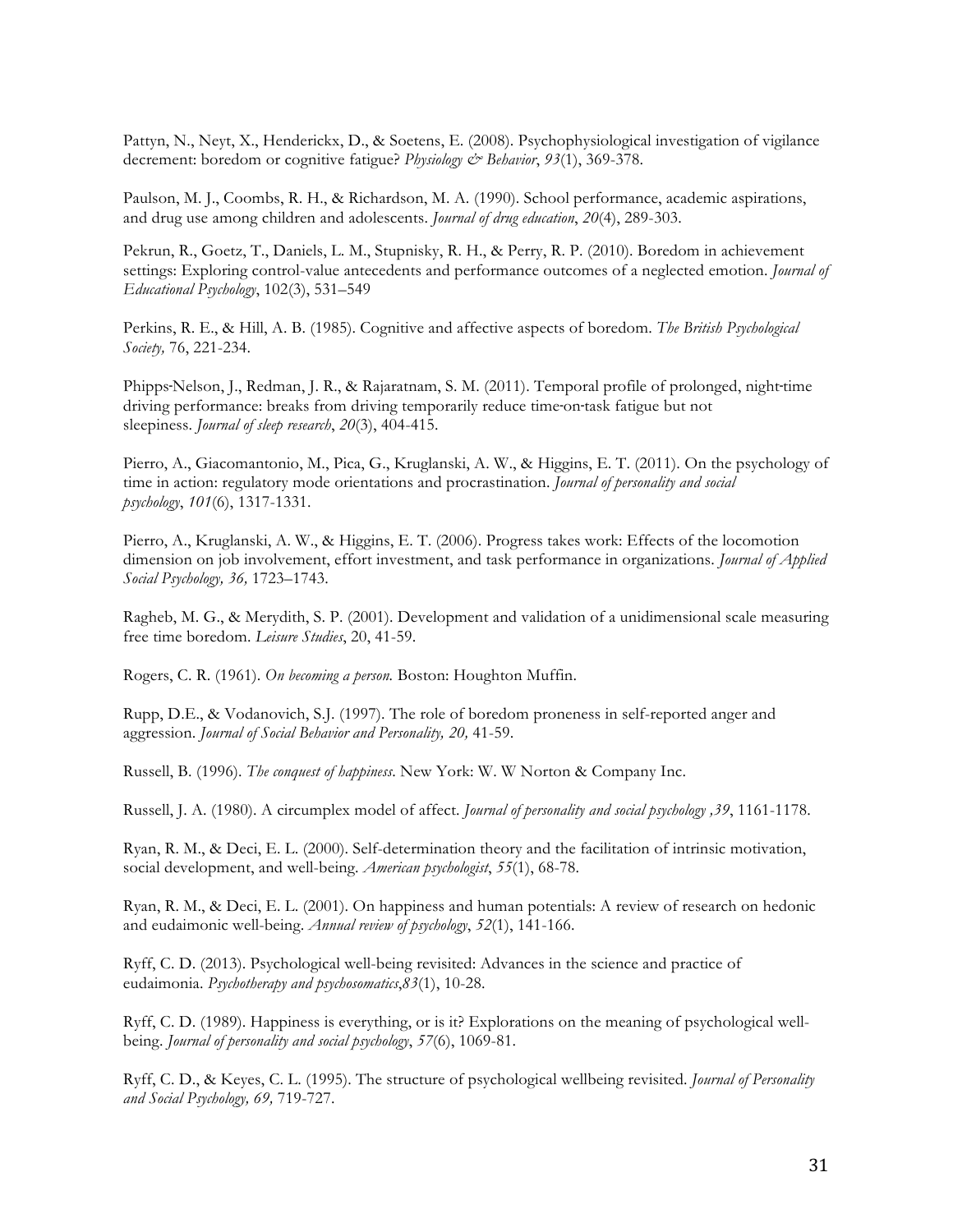Pattyn, N., Neyt, X., Henderickx, D., & Soetens, E. (2008). Psychophysiological investigation of vigilance decrement: boredom or cognitive fatigue? *Physiology & Behavior*, *93*(1), 369-378.

Paulson, M. J., Coombs, R. H., & Richardson, M. A. (1990). School performance, academic aspirations, and drug use among children and adolescents. *Journal of drug education*, *20*(4), 289-303.

Pekrun, R., Goetz, T., Daniels, L. M., Stupnisky, R. H., & Perry, R. P. (2010). Boredom in achievement settings: Exploring control-value antecedents and performance outcomes of a neglected emotion. *Journal of Educational Psychology*, 102(3), 531–549

Perkins, R. E., & Hill, A. B. (1985). Cognitive and affective aspects of boredom. *The British Psychological Society,* 76, 221-234.

Phipps‐Nelson, J., Redman, J. R., & Rajaratnam, S. M. (2011). Temporal profile of prolonged, night‐time driving performance: breaks from driving temporarily reduce time‐on‐task fatigue but not sleepiness. *Journal of sleep research*, *20*(3), 404-415.

Pierro, A., Giacomantonio, M., Pica, G., Kruglanski, A. W., & Higgins, E. T. (2011). On the psychology of time in action: regulatory mode orientations and procrastination. *Journal of personality and social psychology*, *101*(6), 1317-1331.

Pierro, A., Kruglanski, A. W., & Higgins, E. T. (2006). Progress takes work: Effects of the locomotion dimension on job involvement, effort investment, and task performance in organizations. *Journal of Applied Social Psychology, 36,* 1723–1743.

Ragheb, M. G., & Merydith, S. P. (2001). Development and validation of a unidimensional scale measuring free time boredom. *Leisure Studies*, 20, 41-59.

Rogers, C. R. (1961). *On becoming a person.* Boston: Houghton Muffin.

Rupp, D.E., & Vodanovich, S.J. (1997). The role of boredom proneness in self-reported anger and aggression. *Journal of Social Behavior and Personality, 20,* 41-59.

Russell, B. (1996). *The conquest of happiness*. New York: W. W Norton & Company Inc.

Russell, J. A. (1980). A circumplex model of affect. *Journal of personality and social psychology ,39*, 1161-1178.

Ryan, R. M., & Deci, E. L. (2000). Self-determination theory and the facilitation of intrinsic motivation, social development, and well-being. *American psychologist*, *55*(1), 68-78.

Ryan, R. M., & Deci, E. L. (2001). On happiness and human potentials: A review of research on hedonic and eudaimonic well-being. *Annual review of psychology*, *52*(1), 141-166.

Ryff, C. D. (2013). Psychological well-being revisited: Advances in the science and practice of eudaimonia. *Psychotherapy and psychosomatics*,*83*(1), 10-28.

Ryff, C. D. (1989). Happiness is everything, or is it? Explorations on the meaning of psychological well-being. *Journal of personality and social psychology*, *57*(6), 1069-81.

Ryff, C. D., & Keyes, C. L. (1995). The structure of psychological wellbeing revisited. *Journal of Personality and Social Psychology, 69,* 719-727.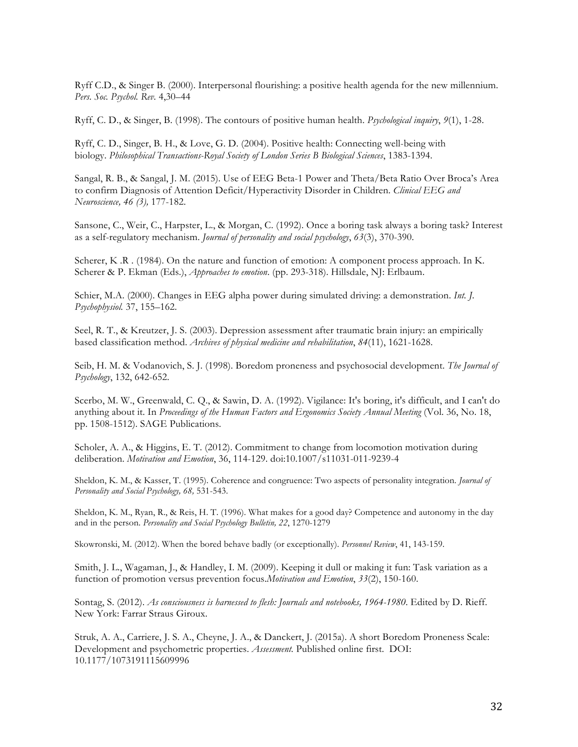Ryff C.D., & Singer B. (2000). Interpersonal flourishing: a positive health agenda for the new millennium. *Pers. Soc. Psychol. Rev.* 4,30–44

Ryff, C. D., & Singer, B. (1998). The contours of positive human health. *Psychological inquiry*, *9*(1), 1-28.

Ryff, C. D., Singer, B. H., & Love, G. D. (2004). Positive health: Connecting well-being with biology. *Philosophical Transactions-Royal Society of London Series B Biological Sciences*, 1383-1394.

Sangal, R. B., & Sangal, J. M. (2015). Use of EEG Beta-1 Power and Theta/Beta Ratio Over Broca's Area to confirm Diagnosis of Attention Deficit/Hyperactivity Disorder in Children. *Clinical EEG and Neuroscience, 46 (3),* 177-182.

Sansone, C., Weir, C., Harpster, L., & Morgan, C. (1992). Once a boring task always a boring task? Interest as a self-regulatory mechanism. *Journal of personality and social psychology*, *63*(3), 370-390.

Scherer, K .R . (1984). On the nature and function of emotion: A component process approach. In K. Scherer & P. Ekman (Eds.), *Approaches to emotion*. (pp. 293-318). Hillsdale, NJ: Erlbaum.

Schier, M.A. (2000). Changes in EEG alpha power during simulated driving: a demonstration. *Int. J. Psychophysiol.* 37, 155–162.

Seel, R. T., & Kreutzer, J. S. (2003). Depression assessment after traumatic brain injury: an empirically based classification method. *Archives of physical medicine and rehabilitation*, *84*(11), 1621-1628.

Seib, H. M. & Vodanovich, S. J. (1998). Boredom proneness and psychosocial development. *The Journal of Psychology*, 132, 642-652.

Scerbo, M. W., Greenwald, C. Q., & Sawin, D. A. (1992). Vigilance: It's boring, it's difficult, and I can't do anything about it. In *Proceedings of the Human Factors and Ergonomics Society Annual Meeting* (Vol. 36, No. 18, pp. 1508-1512). SAGE Publications.

Scholer, A. A., & Higgins, E. T. (2012). Commitment to change from locomotion motivation during deliberation. *Motivation and Emotion*, 36, 114-129. doi:10.1007/s11031-011-9239-4

Sheldon, K. M., & Kasser, T. (1995). Coherence and congruence: Two aspects of personality integration. *Journal of Personality and Social Psychology, 68,* 531-543.

Sheldon, K. M., Ryan, R., & Reis, H. T. (1996). What makes for a good day? Competence and autonomy in the day and in the person. *Personality and Social Psychology Bulletin, 22*, 1270-1279

Skowronski, M. (2012). When the bored behave badly (or exceptionally). *Personnel Review*, 41, 143-159.

Smith, J. L., Wagaman, J., & Handley, I. M. (2009). Keeping it dull or making it fun: Task variation as a function of promotion versus prevention focus.*Motivation and Emotion*, *33*(2), 150-160.

Sontag, S. (2012). *As consciousness is harnessed to flesh: Journals and notebooks, 1964-1980*. Edited by D. Rieff. New York: Farrar Straus Giroux.

Struk, A. A., Carriere, J. S. A., Cheyne, J. A., & Danckert, J. (2015a). A short Boredom Proneness Scale: Development and psychometric properties. *Assessment.* Published online first. DOI: 10.1177/1073191115609996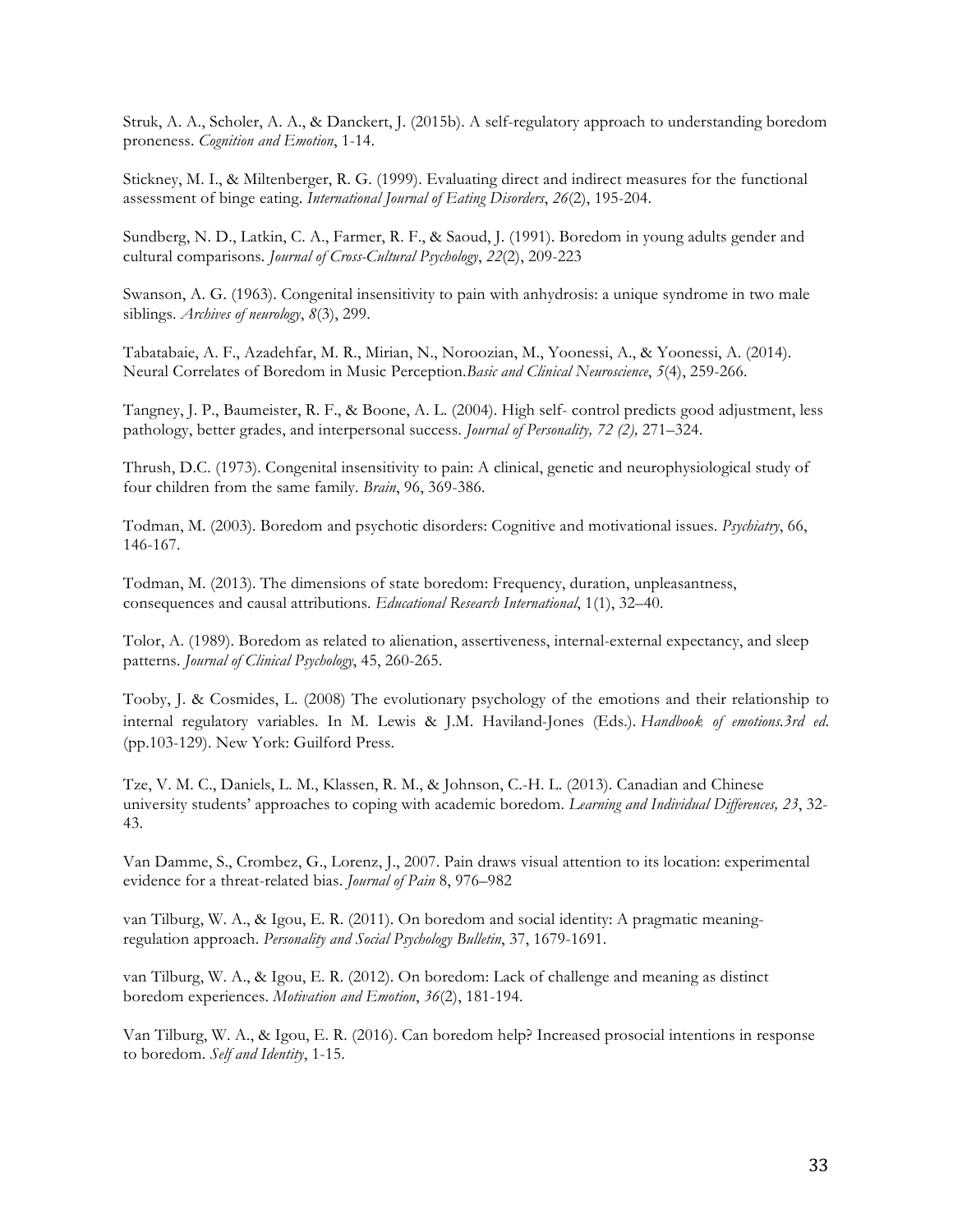Struk, A. A., Scholer, A. A., & Danckert, J. (2015b). A self-regulatory approach to understanding boredom proneness. *Cognition and Emotion*, 1-14.

Stickney, M. I., & Miltenberger, R. G. (1999). Evaluating direct and indirect measures for the functional assessment of binge eating. *International Journal of Eating Disorders*, *26*(2), 195-204.

Sundberg, N. D., Latkin, C. A., Farmer, R. F., & Saoud, J. (1991). Boredom in young adults gender and cultural comparisons. *Journal of Cross-Cultural Psychology*, *22*(2), 209-223

Swanson, A. G. (1963). Congenital insensitivity to pain with anhydrosis: a unique syndrome in two male siblings. *Archives of neurology*, *8*(3), 299.

Tabatabaie, A. F., Azadehfar, M. R., Mirian, N., Noroozian, M., Yoonessi, A., & Yoonessi, A. (2014). Neural Correlates of Boredom in Music Perception.*Basic and Clinical Neuroscience*, *5*(4), 259-266.

Tangney, J. P., Baumeister, R. F., & Boone, A. L. (2004). High self- control predicts good adjustment, less pathology, better grades, and interpersonal success. *Journal of Personality, 72 (2),* 271–324.

Thrush, D.C. (1973). Congenital insensitivity to pain: A clinical, genetic and neurophysiological study of four children from the same family. *Brain*, 96, 369-386.

Todman, M. (2003). Boredom and psychotic disorders: Cognitive and motivational issues. *Psychiatry*, 66, 146-167.

Todman, M. (2013). The dimensions of state boredom: Frequency, duration, unpleasantness, consequences and causal attributions. *Educational Research International*, 1(1), 32–40.

Tolor, A. (1989). Boredom as related to alienation, assertiveness, internal-external expectancy, and sleep patterns. *Journal of Clinical Psychology*, 45, 260-265.

Tooby, J. & Cosmides, L. (2008) The evolutionary psychology of the emotions and their relationship to internal regulatory variables. In M. Lewis & J.M. Haviland-Jones (Eds.). *Handbook of emotions.3rd ed*. (pp.103-129). New York: Guilford Press.

Tze, V. M. C., Daniels, L. M., Klassen, R. M., & Johnson, C.-H. L. (2013). Canadian and Chinese university students' approaches to coping with academic boredom. *Learning and Individual Differences, 23*, 32-43.

Van Damme, S., Crombez, G., Lorenz, J., 2007. Pain draws visual attention to its location: experimental evidence for a threat-related bias. *Journal of Pain* 8, 976–982

van Tilburg, W. A., & Igou, E. R. (2011). On boredom and social identity: A pragmatic meaning-regulation approach. *Personality and Social Psychology Bulletin*, 37, 1679-1691.

van Tilburg, W. A., & Igou, E. R. (2012). On boredom: Lack of challenge and meaning as distinct boredom experiences. *Motivation and Emotion*, *36*(2), 181-194.

Van Tilburg, W. A., & Igou, E. R. (2016). Can boredom help? Increased prosocial intentions in response to boredom. *Self and Identity*, 1-15.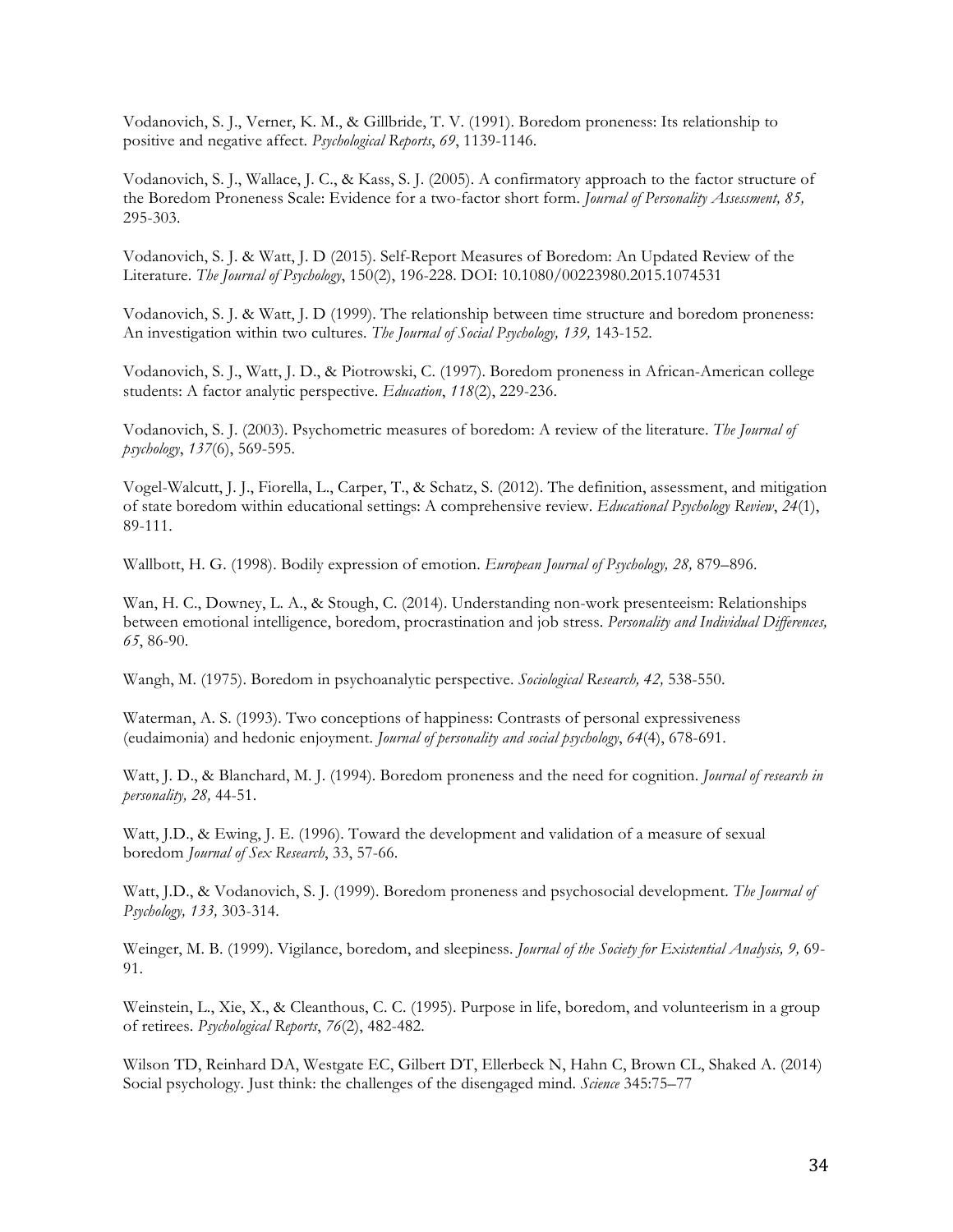Vodanovich, S. J., Verner, K. M., & Gillbride, T. V. (1991). Boredom proneness: Its relationship to positive and negative affect. *Psychological Reports*, *69*, 1139-1146.

Vodanovich, S. J., Wallace, J. C., & Kass, S. J. (2005). A confirmatory approach to the factor structure of the Boredom Proneness Scale: Evidence for a two-factor short form. *Journal of Personality Assessment, 85,* 295-303.

Vodanovich, S. J. & Watt, J. D (2015). Self-Report Measures of Boredom: An Updated Review of the Literature. *The Journal of Psychology*, 150(2), 196-228. DOI: 10.1080/00223980.2015.1074531

Vodanovich, S. J. & Watt, J. D (1999). The relationship between time structure and boredom proneness: An investigation within two cultures. *The Journal of Social Psychology, 139,* 143-152.

Vodanovich, S. J., Watt, J. D., & Piotrowski, C. (1997). Boredom proneness in African-American college students: A factor analytic perspective. *Education*, *118*(2), 229-236.

Vodanovich, S. J. (2003). Psychometric measures of boredom: A review of the literature. *The Journal of psychology*, *137*(6), 569-595.

Vogel-Walcutt, J. J., Fiorella, L., Carper, T., & Schatz, S. (2012). The definition, assessment, and mitigation of state boredom within educational settings: A comprehensive review. *Educational Psychology Review*, *24*(1), 89-111.

Wallbott, H. G. (1998). Bodily expression of emotion. *European Journal of Psychology, 28,* 879–896.

Wan, H. C., Downey, L. A., & Stough, C. (2014). Understanding non-work presenteeism: Relationships between emotional intelligence, boredom, procrastination and job stress. *Personality and Individual Differences, 65*, 86-90.

Wangh, M. (1975). Boredom in psychoanalytic perspective. *Sociological Research, 42,* 538-550.

Waterman, A. S. (1993). Two conceptions of happiness: Contrasts of personal expressiveness (eudaimonia) and hedonic enjoyment. *Journal of personality and social psychology*, *64*(4), 678-691.

Watt, J. D., & Blanchard, M. J. (1994). Boredom proneness and the need for cognition. *Journal of research in personality, 28,* 44-51.

Watt, J.D., & Ewing, J. E. (1996). Toward the development and validation of a measure of sexual boredom *Journal of Sex Research*, 33, 57-66.

Watt, J.D., & Vodanovich, S. J. (1999). Boredom proneness and psychosocial development. *The Journal of Psychology, 133,* 303-314.

Weinger, M. B. (1999). Vigilance, boredom, and sleepiness. *Journal of the Society for Existential Analysis, 9,* 69-91.

Weinstein, L., Xie, X., & Cleanthous, C. C. (1995). Purpose in life, boredom, and volunteerism in a group of retirees. *Psychological Reports*, *76*(2), 482-482.

Wilson TD, Reinhard DA, Westgate EC, Gilbert DT, Ellerbeck N, Hahn C, Brown CL, Shaked A. (2014) Social psychology. Just think: the challenges of the disengaged mind. *Science* 345:75–77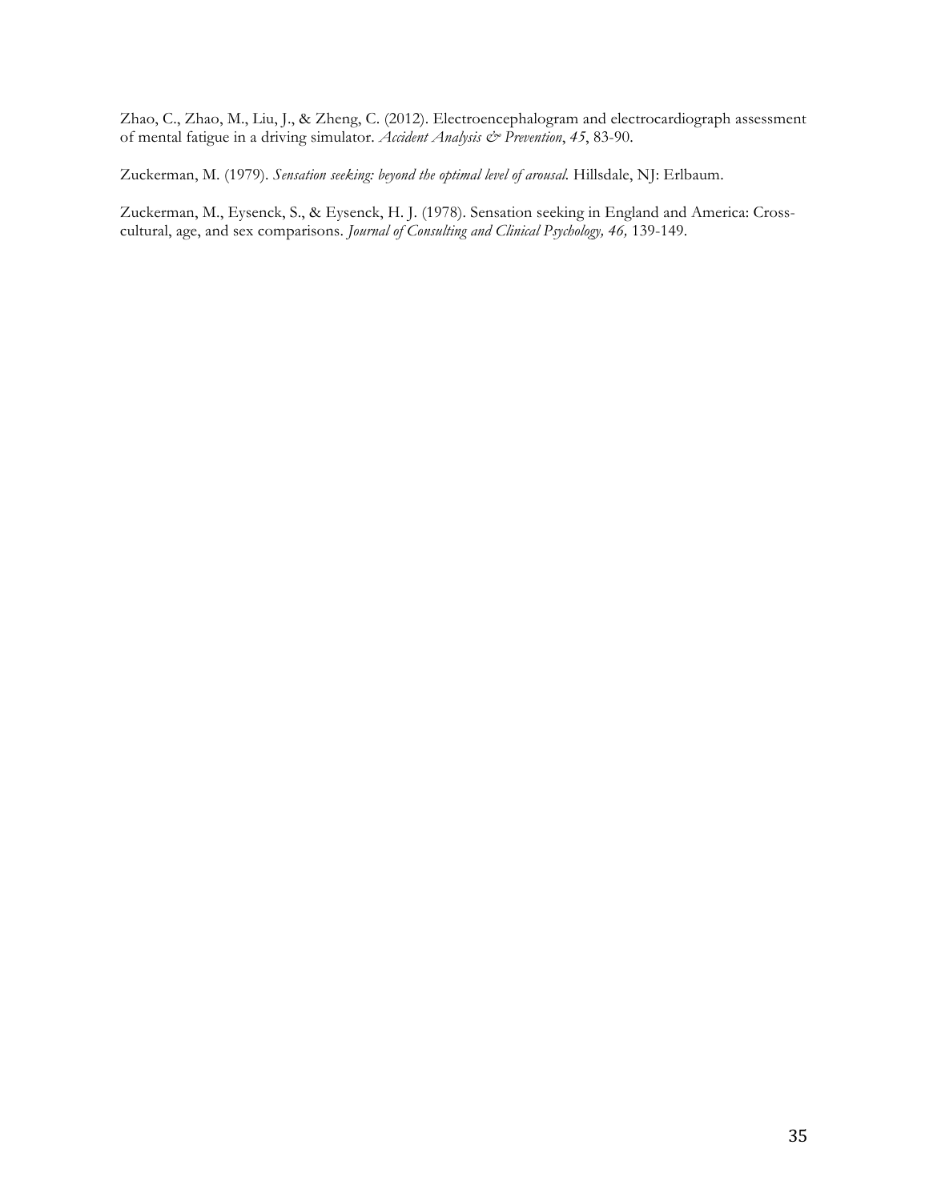Zhao, C., Zhao, M., Liu, J., & Zheng, C. (2012). Electroencephalogram and electrocardiograph assessment of mental fatigue in a driving simulator. *Accident Analysis & Prevention*, *45*, 83-90.

Zuckerman, M. (1979). *Sensation seeking: beyond the optimal level of arousal*. Hillsdale, NJ: Erlbaum.

Zuckerman, M., Eysenck, S., & Eysenck, H. J. (1978). Sensation seeking in England and America: Cross-cultural, age, and sex comparisons. *Journal of Consulting and Clinical Psychology, 46,* 139-149.